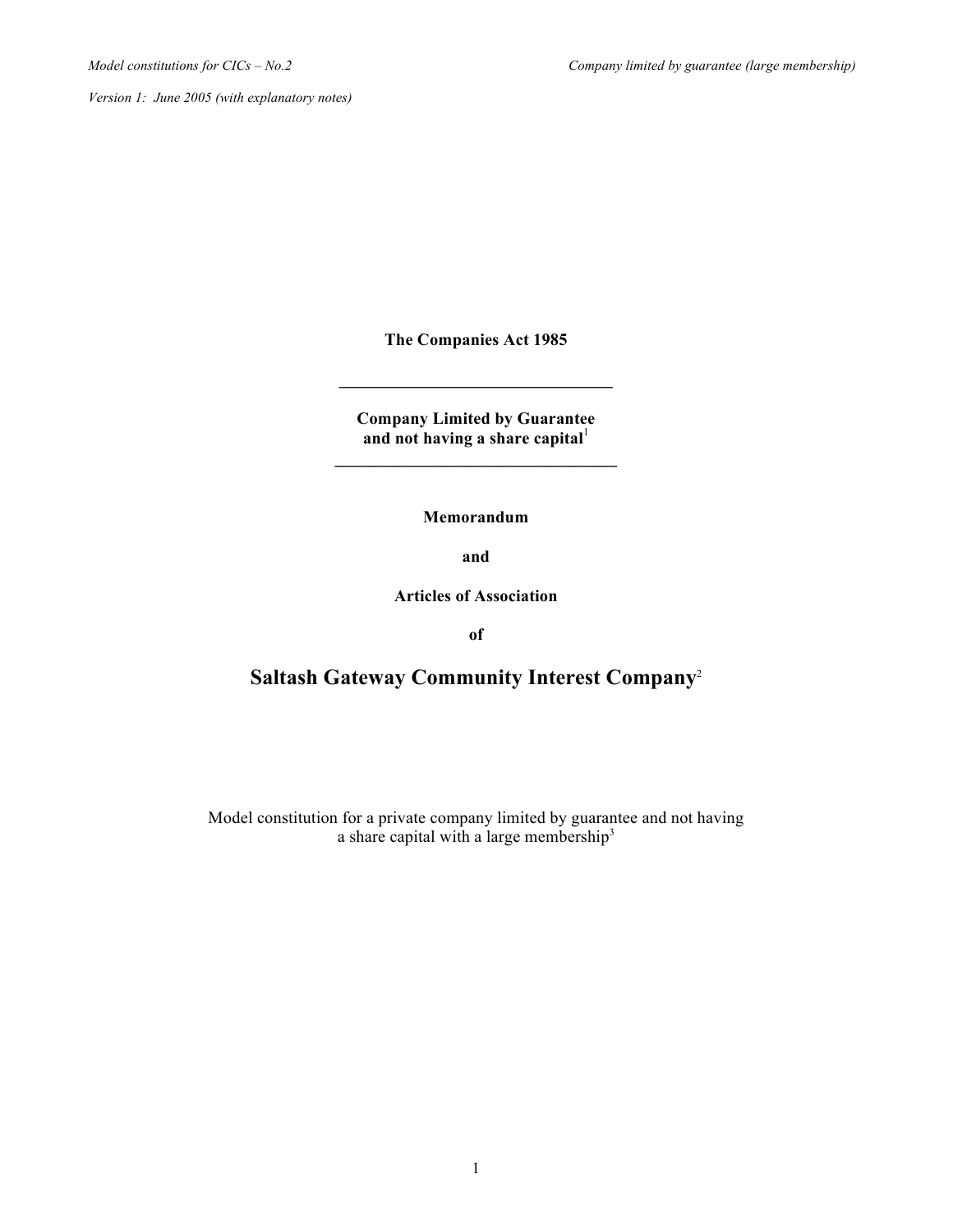**The Companies Act 1985**

---

**Company Limited by Guarantee**
**and not having a share capital**[1]

---

**Memorandum**

**and**

**Articles of Association**

**of**

# Saltash Gateway Community Interest Company[2]

Model constitution for a private company limited by guarantee and not having a share capital with a large membership[3]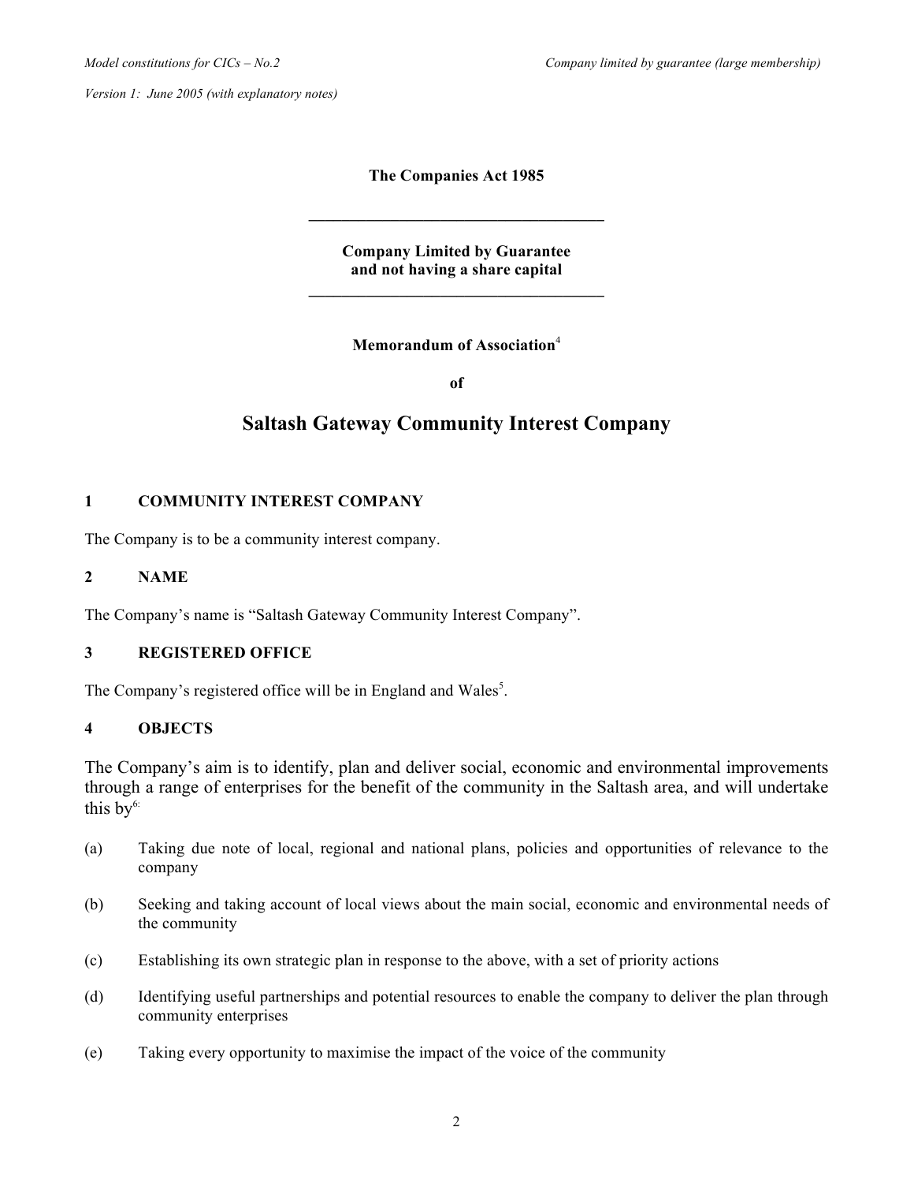**The Companies Act 1985**

---

**Company Limited by Guarantee**
**and not having a share capital**

---

**Memorandum of Association**[4]

**of**

# Saltash Gateway Community Interest Company

## 1 COMMUNITY INTEREST COMPANY

The Company is to be a community interest company.

## 2 NAME

The Company's name is "Saltash Gateway Community Interest Company".

## 3 REGISTERED OFFICE

The Company's registered office will be in England and Wales[5].

## 4 OBJECTS

The Company's aim is to identify, plan and deliver social, economic and environmental improvements through a range of enterprises for the benefit of the community in the Saltash area, and will undertake this by[6]:

(a) Taking due note of local, regional and national plans, policies and opportunities of relevance to the company

(b) Seeking and taking account of local views about the main social, economic and environmental needs of the community

(c) Establishing its own strategic plan in response to the above, with a set of priority actions

(d) Identifying useful partnerships and potential resources to enable the company to deliver the plan through community enterprises

(e) Taking every opportunity to maximise the impact of the voice of the community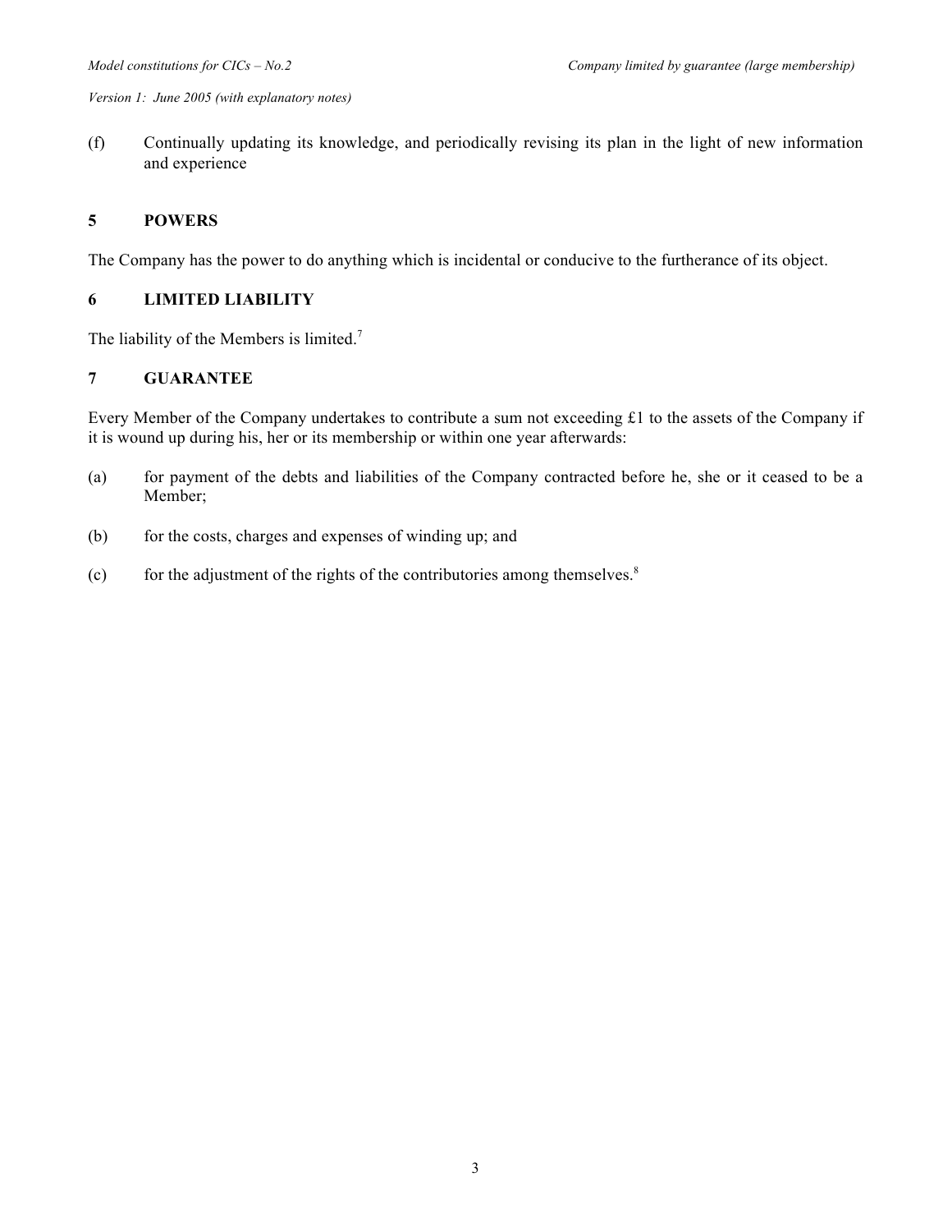(f) Continually updating its knowledge, and periodically revising its plan in the light of new information and experience

## 5 POWERS

The Company has the power to do anything which is incidental or conducive to the furtherance of its object.

## 6 LIMITED LIABILITY

The liability of the Members is limited.[7]

## 7 GUARANTEE

Every Member of the Company undertakes to contribute a sum not exceeding £1 to the assets of the Company if it is wound up during his, her or its membership or within one year afterwards:

(a) for payment of the debts and liabilities of the Company contracted before he, she or it ceased to be a Member;

(b) for the costs, charges and expenses of winding up; and

(c) for the adjustment of the rights of the contributories among themselves.[8]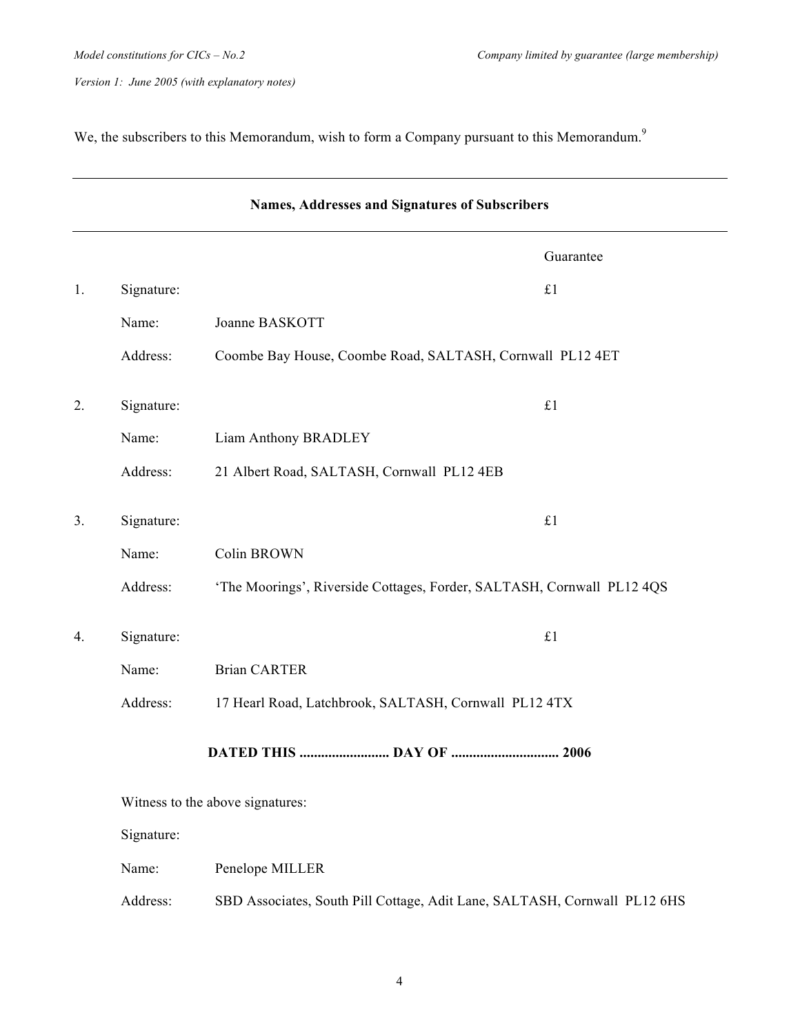We, the subscribers to this Memorandum, wish to form a Company pursuant to this Memorandum.[9]

---

**Names, Addresses and Signatures of Subscribers**

---

| | | | Guarantee |
|---|---|---|---|
| 1. | Signature: | | £1 |
| | Name: | Joanne BASKOTT | |
| | Address: | Coombe Bay House, Coombe Road, SALTASH, Cornwall PL12 4ET | |
| 2. | Signature: | | £1 |
| | Name: | Liam Anthony BRADLEY | |
| | Address: | 21 Albert Road, SALTASH, Cornwall PL12 4EB | |
| 3. | Signature: | | £1 |
| | Name: | Colin BROWN | |
| | Address: | 'The Moorings', Riverside Cottages, Forder, SALTASH, Cornwall PL12 4QS | |
| 4. | Signature: | | £1 |
| | Name: | Brian CARTER | |
| | Address: | 17 Hearl Road, Latchbrook, SALTASH, Cornwall PL12 4TX | |

**DATED THIS ........................ DAY OF ............................. 2006**

Witness to the above signatures:

Signature:

Name: Penelope MILLER

Address: SBD Associates, South Pill Cottage, Adit Lane, SALTASH, Cornwall PL12 6HS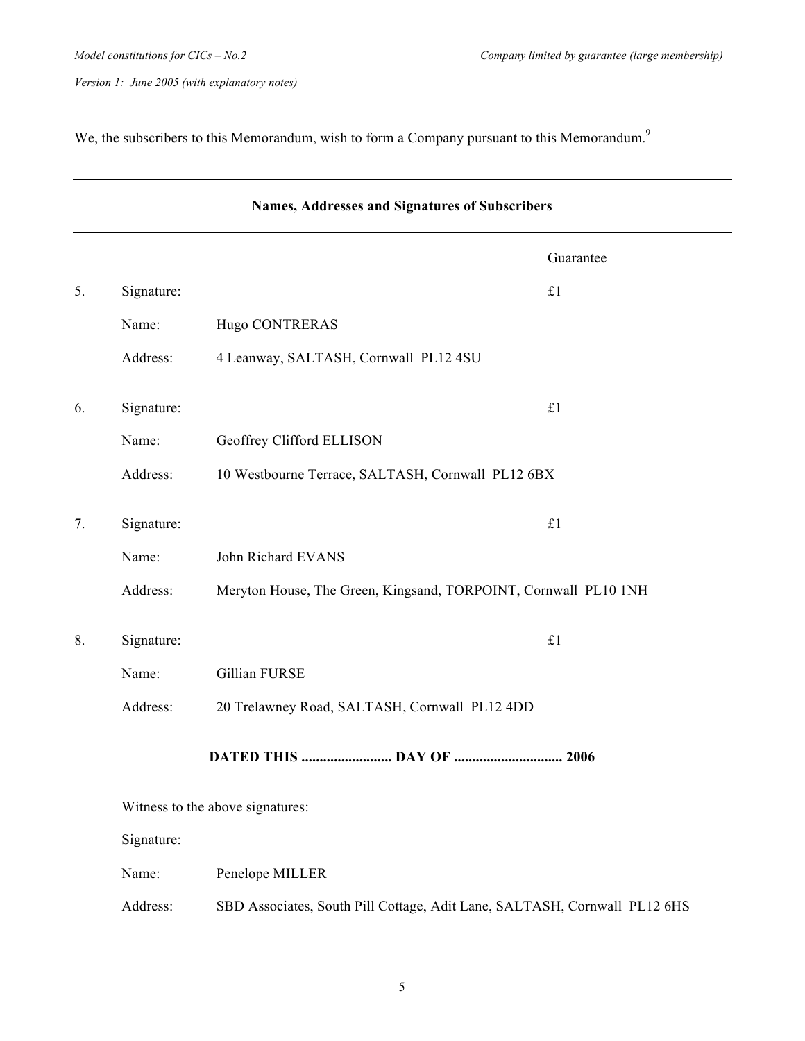We, the subscribers to this Memorandum, wish to form a Company pursuant to this Memorandum.[9]

---

**Names, Addresses and Signatures of Subscribers**

---

| | | | Guarantee |
|---|---|---|---|
| 5. | Signature: | | £1 |
| | Name: | Hugo CONTRERAS | |
| | Address: | 4 Leanway, SALTASH, Cornwall PL12 4SU | |
| 6. | Signature: | | £1 |
| | Name: | Geoffrey Clifford ELLISON | |
| | Address: | 10 Westbourne Terrace, SALTASH, Cornwall PL12 6BX | |
| 7. | Signature: | | £1 |
| | Name: | John Richard EVANS | |
| | Address: | Meryton House, The Green, Kingsand, TORPOINT, Cornwall PL10 1NH | |
| 8. | Signature: | | £1 |
| | Name: | Gillian FURSE | |
| | Address: | 20 Trelawney Road, SALTASH, Cornwall PL12 4DD | |

**DATED THIS ......................... DAY OF ............................. 2006**

Witness to the above signatures:

Signature:

Name: Penelope MILLER

Address: SBD Associates, South Pill Cottage, Adit Lane, SALTASH, Cornwall PL12 6HS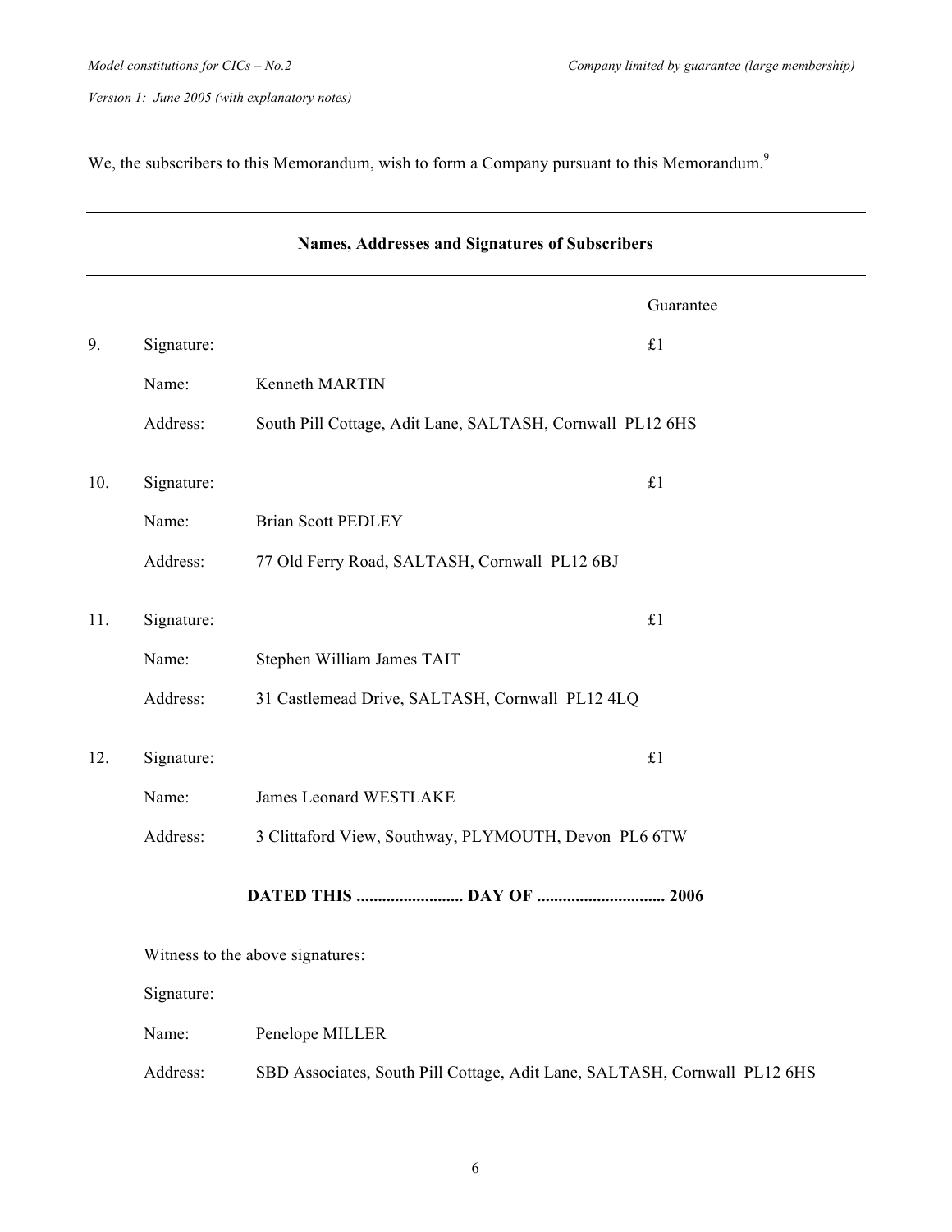We, the subscribers to this Memorandum, wish to form a Company pursuant to this Memorandum.[9]

---

**Names, Addresses and Signatures of Subscribers**

---

| | | | Guarantee |
|---|---|---|---|
| 9. | Signature: | | £1 |
| | Name: | Kenneth MARTIN | |
| | Address: | South Pill Cottage, Adit Lane, SALTASH, Cornwall PL12 6HS | |
| 10. | Signature: | | £1 |
| | Name: | Brian Scott PEDLEY | |
| | Address: | 77 Old Ferry Road, SALTASH, Cornwall PL12 6BJ | |
| 11. | Signature: | | £1 |
| | Name: | Stephen William James TAIT | |
| | Address: | 31 Castlemead Drive, SALTASH, Cornwall PL12 4LQ | |
| 12. | Signature: | | £1 |
| | Name: | James Leonard WESTLAKE | |
| | Address: | 3 Clittaford View, Southway, PLYMOUTH, Devon PL6 6TW | |

**DATED THIS ......................... DAY OF ............................. 2006**

Witness to the above signatures:

Signature:

Name: Penelope MILLER

Address: SBD Associates, South Pill Cottage, Adit Lane, SALTASH, Cornwall PL12 6HS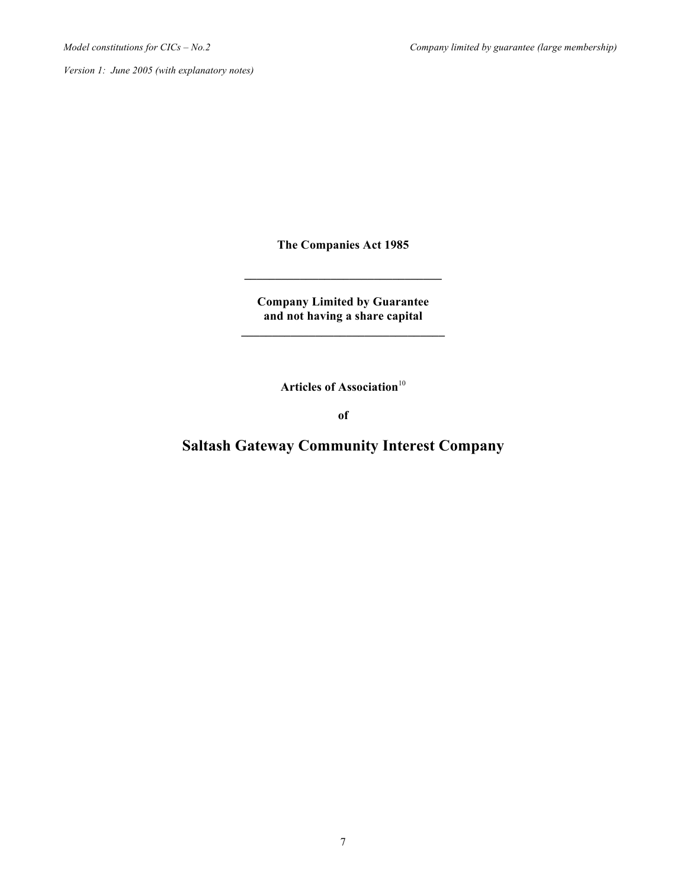**The Companies Act 1985**

---

**Company Limited by Guarantee and not having a share capital**

---

**Articles of Association**[10]

**of**

# Saltash Gateway Community Interest Company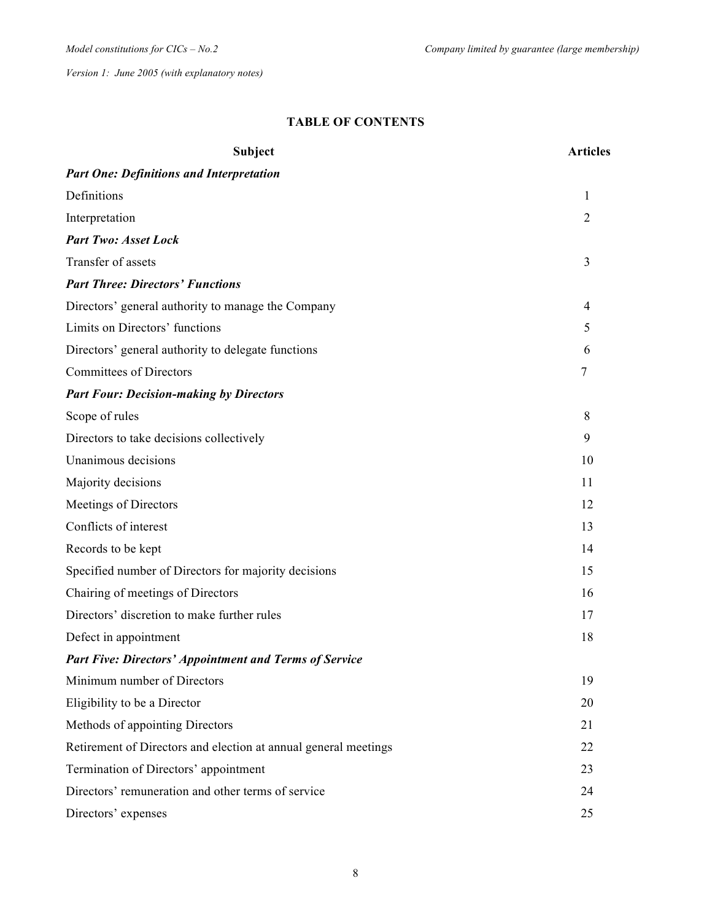## TABLE OF CONTENTS

| Subject | Articles |
|---|---|
| ***Part One: Definitions and Interpretation*** | |
| Definitions | 1 |
| Interpretation | 2 |
| ***Part Two: Asset Lock*** | |
| Transfer of assets | 3 |
| ***Part Three: Directors' Functions*** | |
| Directors' general authority to manage the Company | 4 |
| Limits on Directors' functions | 5 |
| Directors' general authority to delegate functions | 6 |
| Committees of Directors | 7 |
| ***Part Four: Decision-making by Directors*** | |
| Scope of rules | 8 |
| Directors to take decisions collectively | 9 |
| Unanimous decisions | 10 |
| Majority decisions | 11 |
| Meetings of Directors | 12 |
| Conflicts of interest | 13 |
| Records to be kept | 14 |
| Specified number of Directors for majority decisions | 15 |
| Chairing of meetings of Directors | 16 |
| Directors' discretion to make further rules | 17 |
| Defect in appointment | 18 |
| ***Part Five: Directors' Appointment and Terms of Service*** | |
| Minimum number of Directors | 19 |
| Eligibility to be a Director | 20 |
| Methods of appointing Directors | 21 |
| Retirement of Directors and election at annual general meetings | 22 |
| Termination of Directors' appointment | 23 |
| Directors' remuneration and other terms of service | 24 |
| Directors' expenses | 25 |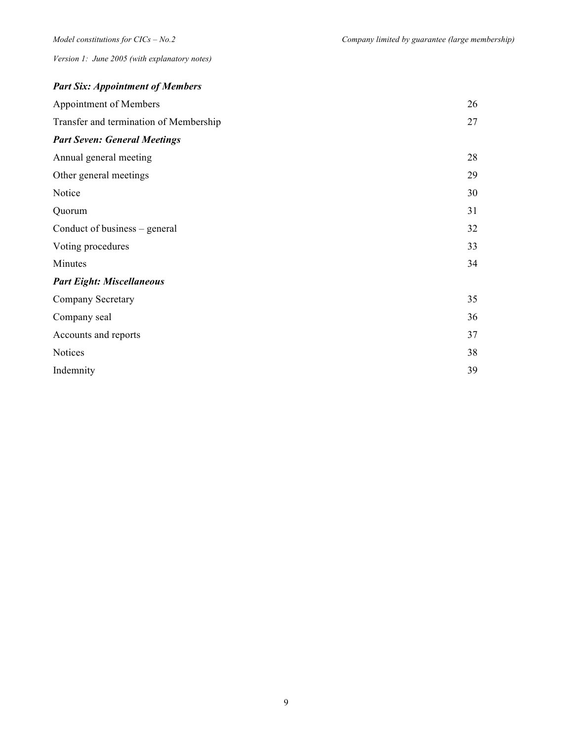***Part Six: Appointment of Members***

| | |
|---|---|
| Appointment of Members | 26 |
| Transfer and termination of Membership | 27 |

***Part Seven: General Meetings***

| | |
|---|---|
| Annual general meeting | 28 |
| Other general meetings | 29 |
| Notice | 30 |
| Quorum | 31 |
| Conduct of business – general | 32 |
| Voting procedures | 33 |
| Minutes | 34 |

***Part Eight: Miscellaneous***

| | |
|---|---|
| Company Secretary | 35 |
| Company seal | 36 |
| Accounts and reports | 37 |
| Notices | 38 |
| Indemnity | 39 |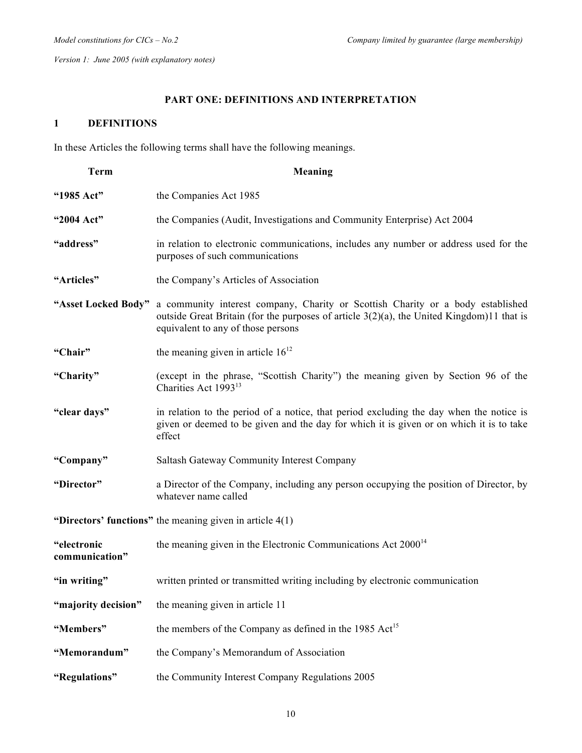## PART ONE: DEFINITIONS AND INTERPRETATION

### 1 DEFINITIONS

In these Articles the following terms shall have the following meanings.

| Term | Meaning |
|---|---|
| **"1985 Act"** | the Companies Act 1985 |
| **"2004 Act"** | the Companies (Audit, Investigations and Community Enterprise) Act 2004 |
| **"address"** | in relation to electronic communications, includes any number or address used for the purposes of such communications |
| **"Articles"** | the Company's Articles of Association |
| **"Asset Locked Body"** | a community interest company, Charity or Scottish Charity or a body established outside Great Britain (for the purposes of article 3(2)(a), the United Kingdom)11 that is equivalent to any of those persons |
| **"Chair"** | the meaning given in article 16[12] |
| **"Charity"** | (except in the phrase, "Scottish Charity") the meaning given by Section 96 of the Charities Act 1993[13] |
| **"clear days"** | in relation to the period of a notice, that period excluding the day when the notice is given or deemed to be given and the day for which it is given or on which it is to take effect |
| **"Company"** | Saltash Gateway Community Interest Company |
| **"Director"** | a Director of the Company, including any person occupying the position of Director, by whatever name called |
| **"Directors' functions"** | the meaning given in article 4(1) |
| **"electronic communication"** | the meaning given in the Electronic Communications Act 2000[14] |
| **"in writing"** | written printed or transmitted writing including by electronic communication |
| **"majority decision"** | the meaning given in article 11 |
| **"Members"** | the members of the Company as defined in the 1985 Act[15] |
| **"Memorandum"** | the Company's Memorandum of Association |
| **"Regulations"** | the Community Interest Company Regulations 2005 |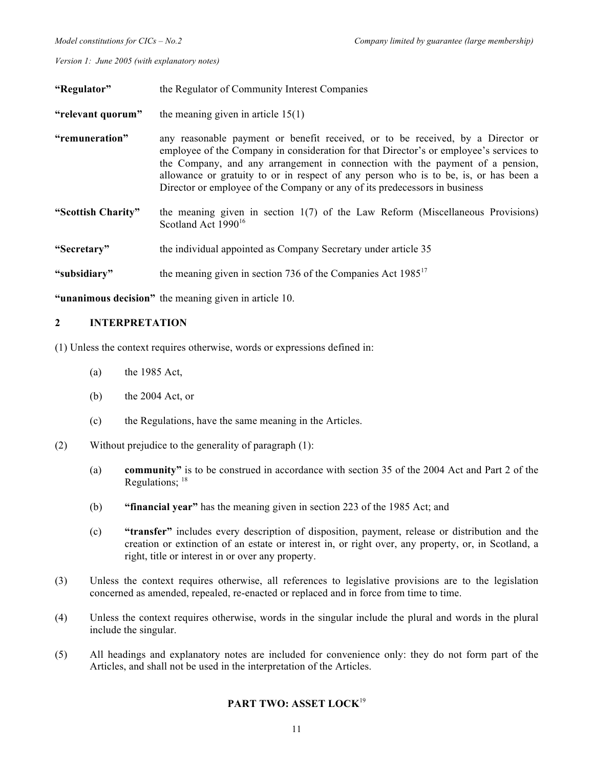| | |
|---|---|
| **"Regulator"** | the Regulator of Community Interest Companies |
| **"relevant quorum"** | the meaning given in article 15(1) |
| **"remuneration"** | any reasonable payment or benefit received, or to be received, by a Director or employee of the Company in consideration for that Director's or employee's services to the Company, and any arrangement in connection with the payment of a pension, allowance or gratuity to or in respect of any person who is to be, is, or has been a Director or employee of the Company or any of its predecessors in business |
| **"Scottish Charity"** | the meaning given in section 1(7) of the Law Reform (Miscellaneous Provisions) Scotland Act 1990[16] |
| **"Secretary"** | the individual appointed as Company Secretary under article 35 |
| **"subsidiary"** | the meaning given in section 736 of the Companies Act 1985[17] |
| **"unanimous decision"** | the meaning given in article 10. |

## 2 INTERPRETATION

(1) Unless the context requires otherwise, words or expressions defined in:

(a) the 1985 Act,

(b) the 2004 Act, or

(c) the Regulations, have the same meaning in the Articles.

(2) Without prejudice to the generality of paragraph (1):

(a) **community"** is to be construed in accordance with section 35 of the 2004 Act and Part 2 of the Regulations; [18]

(b) **"financial year"** has the meaning given in section 223 of the 1985 Act; and

(c) **"transfer"** includes every description of disposition, payment, release or distribution and the creation or extinction of an estate or interest in, or right over, any property, or, in Scotland, a right, title or interest in or over any property.

(3) Unless the context requires otherwise, all references to legislative provisions are to the legislation concerned as amended, repealed, re-enacted or replaced and in force from time to time.

(4) Unless the context requires otherwise, words in the singular include the plural and words in the plural include the singular.

(5) All headings and explanatory notes are included for convenience only: they do not form part of the Articles, and shall not be used in the interpretation of the Articles.

## PART TWO: ASSET LOCK[19]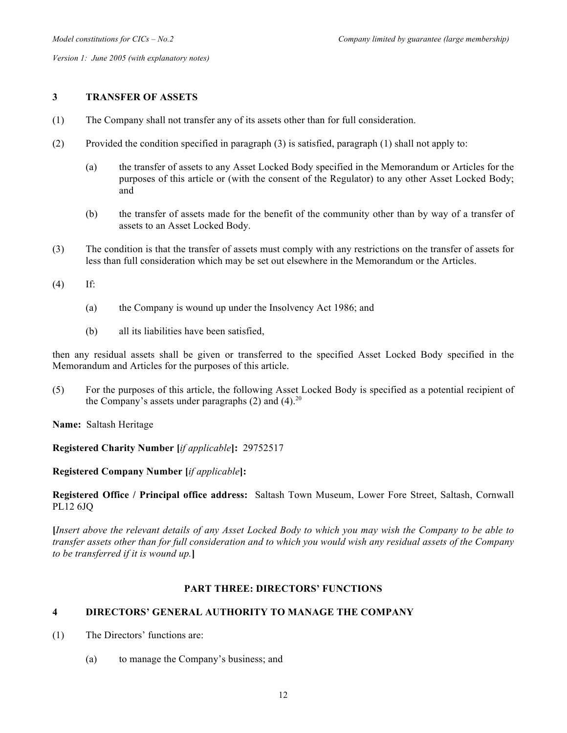## 3 TRANSFER OF ASSETS

(1) The Company shall not transfer any of its assets other than for full consideration.

(2) Provided the condition specified in paragraph (3) is satisfied, paragraph (1) shall not apply to:

(a) the transfer of assets to any Asset Locked Body specified in the Memorandum or Articles for the purposes of this article or (with the consent of the Regulator) to any other Asset Locked Body; and

(b) the transfer of assets made for the benefit of the community other than by way of a transfer of assets to an Asset Locked Body.

(3) The condition is that the transfer of assets must comply with any restrictions on the transfer of assets for less than full consideration which may be set out elsewhere in the Memorandum or the Articles.

(4) If:

(a) the Company is wound up under the Insolvency Act 1986; and

(b) all its liabilities have been satisfied,

then any residual assets shall be given or transferred to the specified Asset Locked Body specified in the Memorandum and Articles for the purposes of this article.

(5) For the purposes of this article, the following Asset Locked Body is specified as a potential recipient of the Company's assets under paragraphs (2) and (4).[20]

**Name:** Saltash Heritage

**Registered Charity Number [*if applicable*]:** 29752517

**Registered Company Number [*if applicable*]:**

**Registered Office / Principal office address:** Saltash Town Museum, Lower Fore Street, Saltash, Cornwall PL12 6JQ

**[***Insert above the relevant details of any Asset Locked Body to which you may wish the Company to be able to transfer assets other than for full consideration and to which you would wish any residual assets of the Company to be transferred if it is wound up.***]**

## PART THREE: DIRECTORS' FUNCTIONS

## 4 DIRECTORS' GENERAL AUTHORITY TO MANAGE THE COMPANY

(1) The Directors' functions are:

(a) to manage the Company's business; and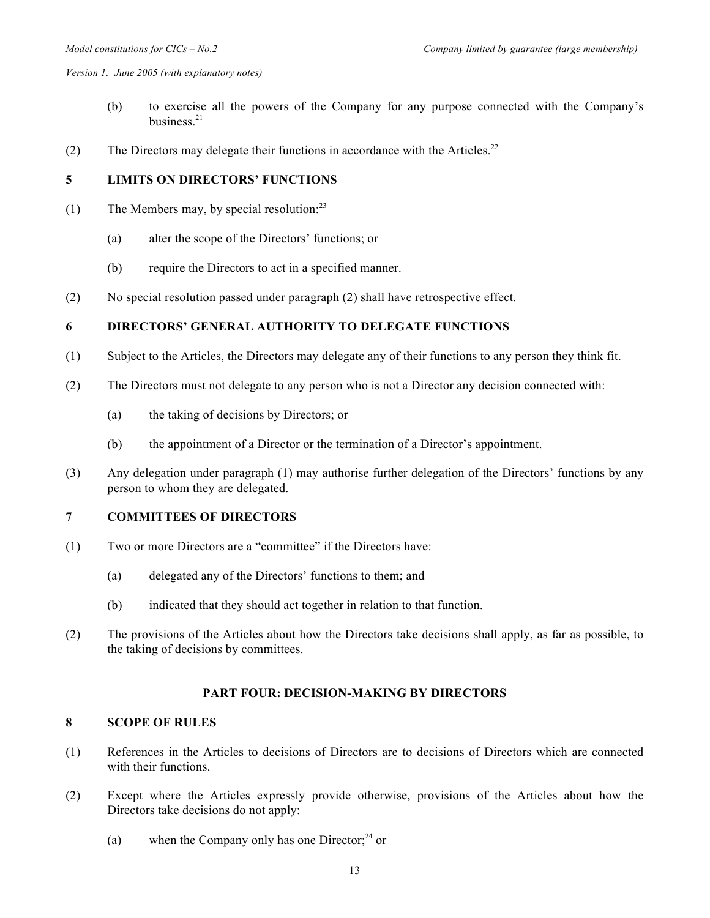(b) to exercise all the powers of the Company for any purpose connected with the Company's business.[21]

(2) The Directors may delegate their functions in accordance with the Articles.[22]

## 5 LIMITS ON DIRECTORS' FUNCTIONS

(1) The Members may, by special resolution:[23]

(a) alter the scope of the Directors' functions; or

(b) require the Directors to act in a specified manner.

(2) No special resolution passed under paragraph (2) shall have retrospective effect.

## 6 DIRECTORS' GENERAL AUTHORITY TO DELEGATE FUNCTIONS

(1) Subject to the Articles, the Directors may delegate any of their functions to any person they think fit.

(2) The Directors must not delegate to any person who is not a Director any decision connected with:

(a) the taking of decisions by Directors; or

(b) the appointment of a Director or the termination of a Director's appointment.

(3) Any delegation under paragraph (1) may authorise further delegation of the Directors' functions by any person to whom they are delegated.

## 7 COMMITTEES OF DIRECTORS

(1) Two or more Directors are a "committee" if the Directors have:

(a) delegated any of the Directors' functions to them; and

(b) indicated that they should act together in relation to that function.

(2) The provisions of the Articles about how the Directors take decisions shall apply, as far as possible, to the taking of decisions by committees.

# PART FOUR: DECISION-MAKING BY DIRECTORS

## 8 SCOPE OF RULES

(1) References in the Articles to decisions of Directors are to decisions of Directors which are connected with their functions.

(2) Except where the Articles expressly provide otherwise, provisions of the Articles about how the Directors take decisions do not apply:

(a) when the Company only has one Director;[24] or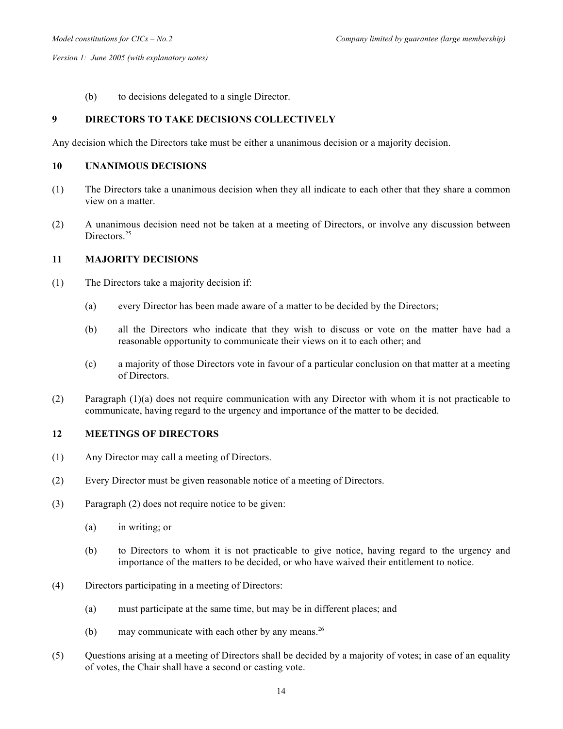(b) to decisions delegated to a single Director.

## 9 DIRECTORS TO TAKE DECISIONS COLLECTIVELY

Any decision which the Directors take must be either a unanimous decision or a majority decision.

## 10 UNANIMOUS DECISIONS

(1) The Directors take a unanimous decision when they all indicate to each other that they share a common view on a matter.

(2) A unanimous decision need not be taken at a meeting of Directors, or involve any discussion between Directors.[25]

## 11 MAJORITY DECISIONS

(1) The Directors take a majority decision if:

(a) every Director has been made aware of a matter to be decided by the Directors;

(b) all the Directors who indicate that they wish to discuss or vote on the matter have had a reasonable opportunity to communicate their views on it to each other; and

(c) a majority of those Directors vote in favour of a particular conclusion on that matter at a meeting of Directors.

(2) Paragraph (1)(a) does not require communication with any Director with whom it is not practicable to communicate, having regard to the urgency and importance of the matter to be decided.

## 12 MEETINGS OF DIRECTORS

(1) Any Director may call a meeting of Directors.

(2) Every Director must be given reasonable notice of a meeting of Directors.

(3) Paragraph (2) does not require notice to be given:

(a) in writing; or

(b) to Directors to whom it is not practicable to give notice, having regard to the urgency and importance of the matters to be decided, or who have waived their entitlement to notice.

(4) Directors participating in a meeting of Directors:

(a) must participate at the same time, but may be in different places; and

(b) may communicate with each other by any means.[26]

(5) Questions arising at a meeting of Directors shall be decided by a majority of votes; in case of an equality of votes, the Chair shall have a second or casting vote.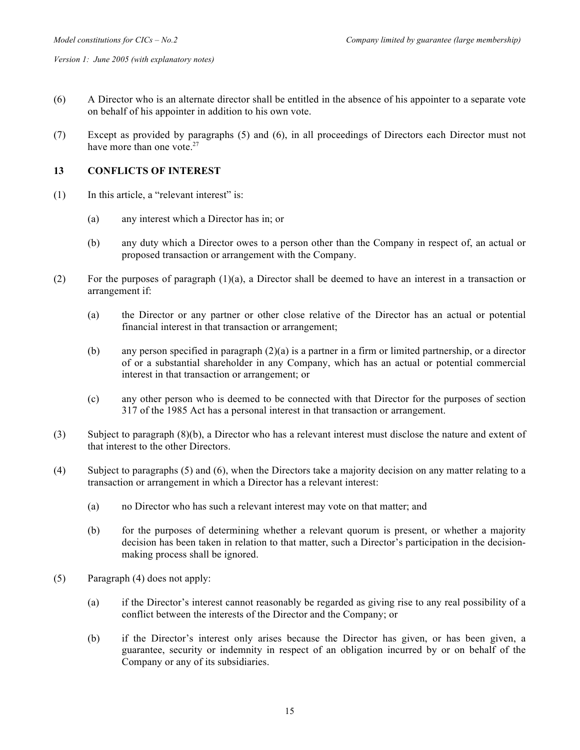(6) A Director who is an alternate director shall be entitled in the absence of his appointer to a separate vote on behalf of his appointer in addition to his own vote.

(7) Except as provided by paragraphs (5) and (6), in all proceedings of Directors each Director must not have more than one vote.[27]

**13 CONFLICTS OF INTEREST**

(1) In this article, a "relevant interest" is:

(a) any interest which a Director has in; or

(b) any duty which a Director owes to a person other than the Company in respect of, an actual or proposed transaction or arrangement with the Company.

(2) For the purposes of paragraph (1)(a), a Director shall be deemed to have an interest in a transaction or arrangement if:

(a) the Director or any partner or other close relative of the Director has an actual or potential financial interest in that transaction or arrangement;

(b) any person specified in paragraph (2)(a) is a partner in a firm or limited partnership, or a director of or a substantial shareholder in any Company, which has an actual or potential commercial interest in that transaction or arrangement; or

(c) any other person who is deemed to be connected with that Director for the purposes of section 317 of the 1985 Act has a personal interest in that transaction or arrangement.

(3) Subject to paragraph (8)(b), a Director who has a relevant interest must disclose the nature and extent of that interest to the other Directors.

(4) Subject to paragraphs (5) and (6), when the Directors take a majority decision on any matter relating to a transaction or arrangement in which a Director has a relevant interest:

(a) no Director who has such a relevant interest may vote on that matter; and

(b) for the purposes of determining whether a relevant quorum is present, or whether a majority decision has been taken in relation to that matter, such a Director's participation in the decision-making process shall be ignored.

(5) Paragraph (4) does not apply:

(a) if the Director's interest cannot reasonably be regarded as giving rise to any real possibility of a conflict between the interests of the Director and the Company; or

(b) if the Director's interest only arises because the Director has given, or has been given, a guarantee, security or indemnity in respect of an obligation incurred by or on behalf of the Company or any of its subsidiaries.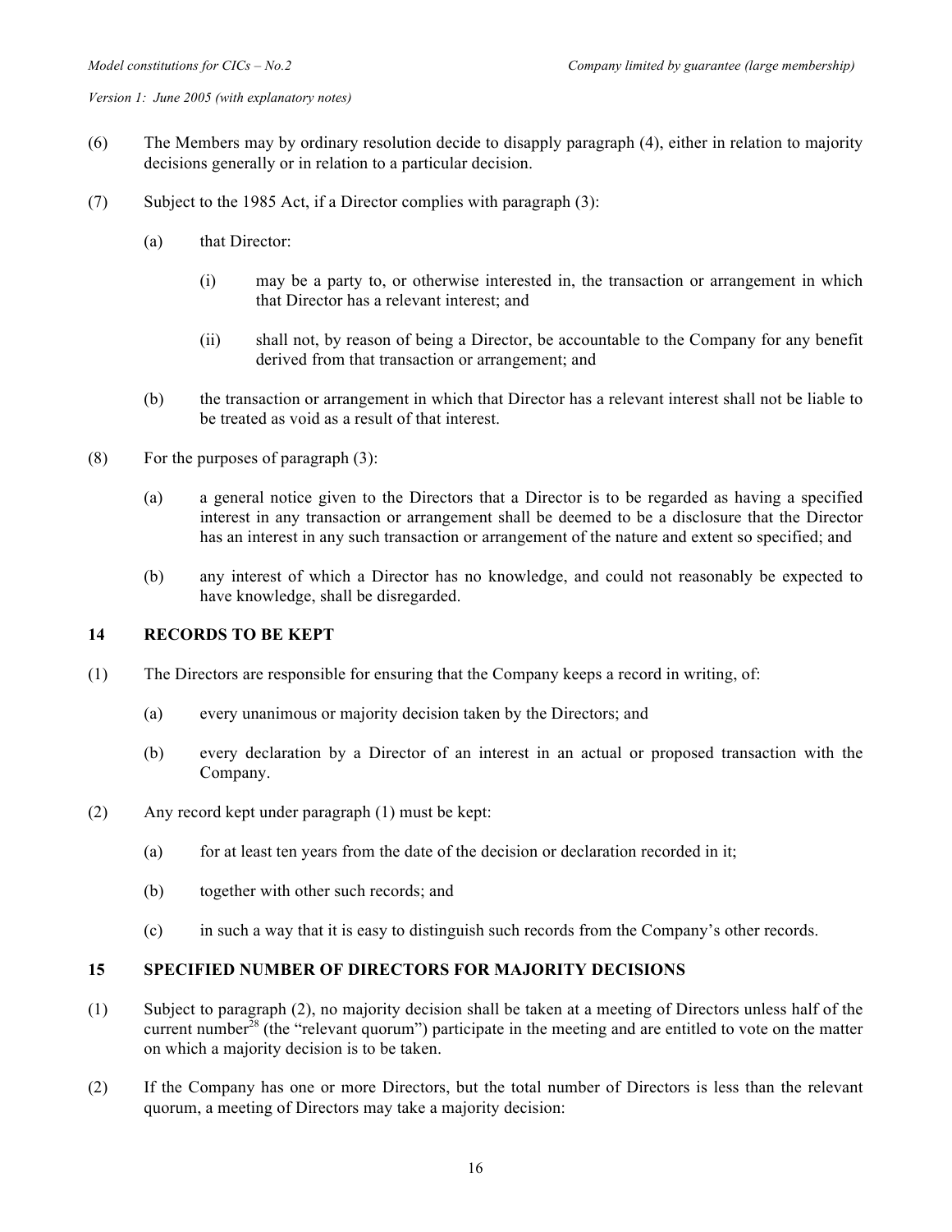(6) The Members may by ordinary resolution decide to disapply paragraph (4), either in relation to majority decisions generally or in relation to a particular decision.

(7) Subject to the 1985 Act, if a Director complies with paragraph (3):

   (a) that Director:

      (i) may be a party to, or otherwise interested in, the transaction or arrangement in which that Director has a relevant interest; and

      (ii) shall not, by reason of being a Director, be accountable to the Company for any benefit derived from that transaction or arrangement; and

   (b) the transaction or arrangement in which that Director has a relevant interest shall not be liable to be treated as void as a result of that interest.

(8) For the purposes of paragraph (3):

   (a) a general notice given to the Directors that a Director is to be regarded as having a specified interest in any transaction or arrangement shall be deemed to be a disclosure that the Director has an interest in any such transaction or arrangement of the nature and extent so specified; and

   (b) any interest of which a Director has no knowledge, and could not reasonably be expected to have knowledge, shall be disregarded.

## 14 RECORDS TO BE KEPT

(1) The Directors are responsible for ensuring that the Company keeps a record in writing, of:

   (a) every unanimous or majority decision taken by the Directors; and

   (b) every declaration by a Director of an interest in an actual or proposed transaction with the Company.

(2) Any record kept under paragraph (1) must be kept:

   (a) for at least ten years from the date of the decision or declaration recorded in it;

   (b) together with other such records; and

   (c) in such a way that it is easy to distinguish such records from the Company's other records.

## 15 SPECIFIED NUMBER OF DIRECTORS FOR MAJORITY DECISIONS

(1) Subject to paragraph (2), no majority decision shall be taken at a meeting of Directors unless half of the current number[28] (the "relevant quorum") participate in the meeting and are entitled to vote on the matter on which a majority decision is to be taken.

(2) If the Company has one or more Directors, but the total number of Directors is less than the relevant quorum, a meeting of Directors may take a majority decision: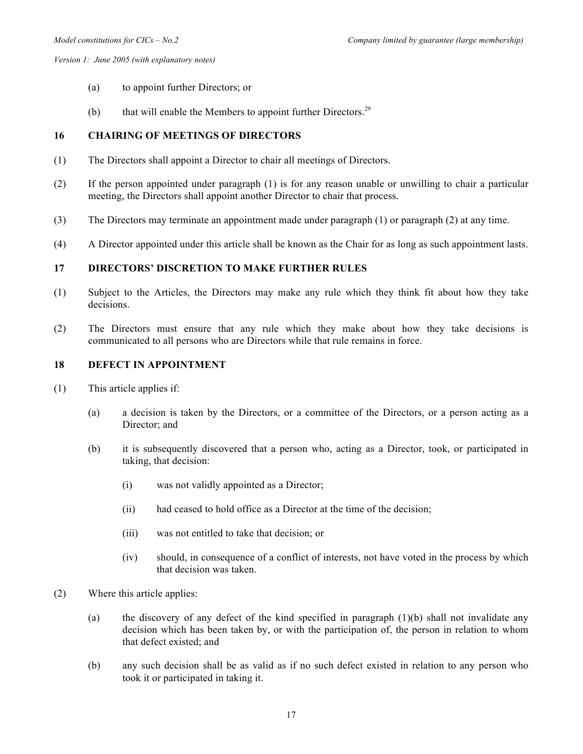(a) to appoint further Directors; or

(b) that will enable the Members to appoint further Directors.[29]

## 16 CHAIRING OF MEETINGS OF DIRECTORS

(1) The Directors shall appoint a Director to chair all meetings of Directors.

(2) If the person appointed under paragraph (1) is for any reason unable or unwilling to chair a particular meeting, the Directors shall appoint another Director to chair that process.

(3) The Directors may terminate an appointment made under paragraph (1) or paragraph (2) at any time.

(4) A Director appointed under this article shall be known as the Chair for as long as such appointment lasts.

## 17 DIRECTORS' DISCRETION TO MAKE FURTHER RULES

(1) Subject to the Articles, the Directors may make any rule which they think fit about how they take decisions.

(2) The Directors must ensure that any rule which they make about how they take decisions is communicated to all persons who are Directors while that rule remains in force.

## 18 DEFECT IN APPOINTMENT

(1) This article applies if:

(a) a decision is taken by the Directors, or a committee of the Directors, or a person acting as a Director; and

(b) it is subsequently discovered that a person who, acting as a Director, took, or participated in taking, that decision:

(i) was not validly appointed as a Director;

(ii) had ceased to hold office as a Director at the time of the decision;

(iii) was not entitled to take that decision; or

(iv) should, in consequence of a conflict of interests, not have voted in the process by which that decision was taken.

(2) Where this article applies:

(a) the discovery of any defect of the kind specified in paragraph (1)(b) shall not invalidate any decision which has been taken by, or with the participation of, the person in relation to whom that defect existed; and

(b) any such decision shall be as valid as if no such defect existed in relation to any person who took it or participated in taking it.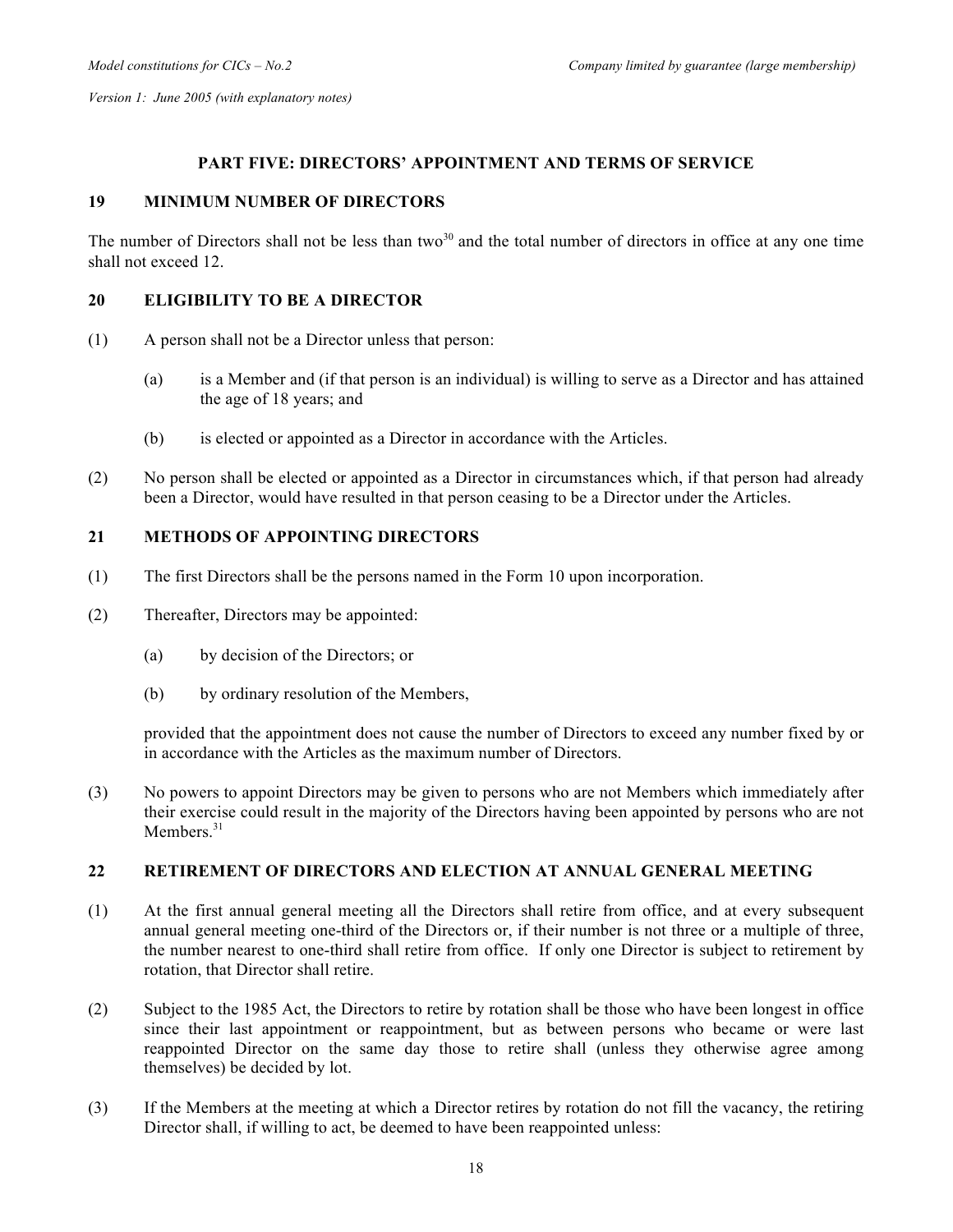## PART FIVE: DIRECTORS' APPOINTMENT AND TERMS OF SERVICE

### 19 MINIMUM NUMBER OF DIRECTORS

The number of Directors shall not be less than two[30] and the total number of directors in office at any one time shall not exceed 12.

### 20 ELIGIBILITY TO BE A DIRECTOR

(1) A person shall not be a Director unless that person:

(a) is a Member and (if that person is an individual) is willing to serve as a Director and has attained the age of 18 years; and

(b) is elected or appointed as a Director in accordance with the Articles.

(2) No person shall be elected or appointed as a Director in circumstances which, if that person had already been a Director, would have resulted in that person ceasing to be a Director under the Articles.

### 21 METHODS OF APPOINTING DIRECTORS

(1) The first Directors shall be the persons named in the Form 10 upon incorporation.

(2) Thereafter, Directors may be appointed:

(a) by decision of the Directors; or

(b) by ordinary resolution of the Members,

provided that the appointment does not cause the number of Directors to exceed any number fixed by or in accordance with the Articles as the maximum number of Directors.

(3) No powers to appoint Directors may be given to persons who are not Members which immediately after their exercise could result in the majority of the Directors having been appointed by persons who are not Members.[31]

### 22 RETIREMENT OF DIRECTORS AND ELECTION AT ANNUAL GENERAL MEETING

(1) At the first annual general meeting all the Directors shall retire from office, and at every subsequent annual general meeting one-third of the Directors or, if their number is not three or a multiple of three, the number nearest to one-third shall retire from office. If only one Director is subject to retirement by rotation, that Director shall retire.

(2) Subject to the 1985 Act, the Directors to retire by rotation shall be those who have been longest in office since their last appointment or reappointment, but as between persons who became or were last reappointed Director on the same day those to retire shall (unless they otherwise agree among themselves) be decided by lot.

(3) If the Members at the meeting at which a Director retires by rotation do not fill the vacancy, the retiring Director shall, if willing to act, be deemed to have been reappointed unless: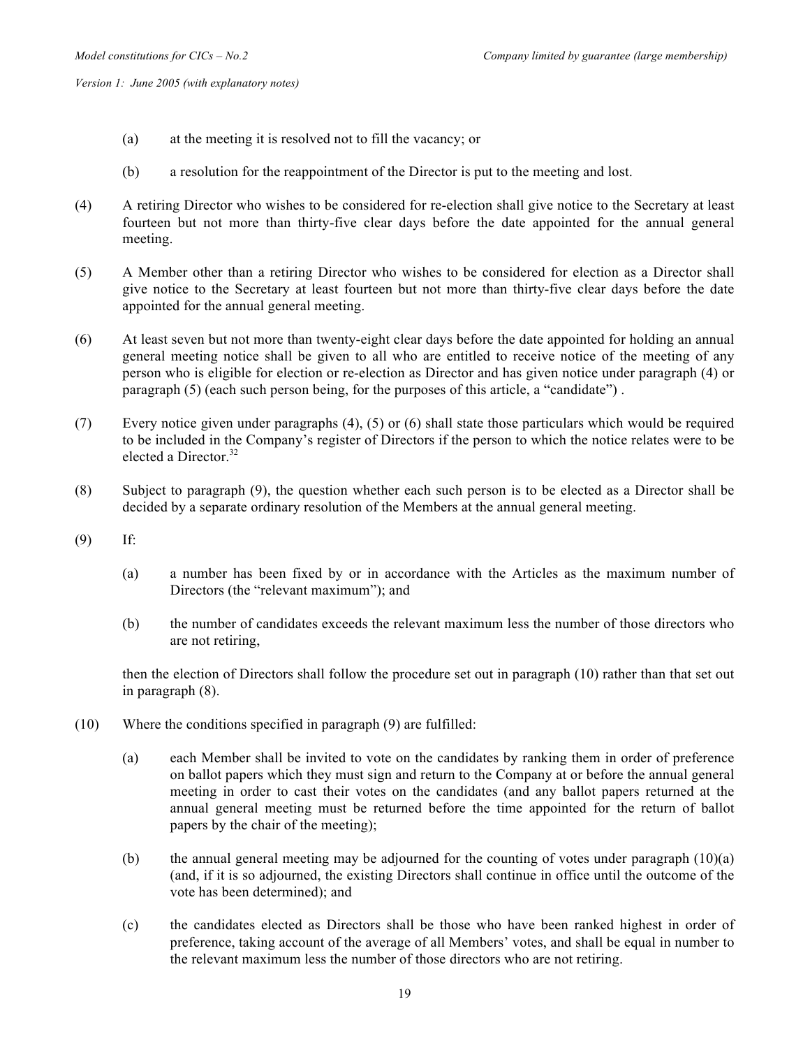(a) at the meeting it is resolved not to fill the vacancy; or

(b) a resolution for the reappointment of the Director is put to the meeting and lost.

(4) A retiring Director who wishes to be considered for re-election shall give notice to the Secretary at least fourteen but not more than thirty-five clear days before the date appointed for the annual general meeting.

(5) A Member other than a retiring Director who wishes to be considered for election as a Director shall give notice to the Secretary at least fourteen but not more than thirty-five clear days before the date appointed for the annual general meeting.

(6) At least seven but not more than twenty-eight clear days before the date appointed for holding an annual general meeting notice shall be given to all who are entitled to receive notice of the meeting of any person who is eligible for election or re-election as Director and has given notice under paragraph (4) or paragraph (5) (each such person being, for the purposes of this article, a "candidate") .

(7) Every notice given under paragraphs (4), (5) or (6) shall state those particulars which would be required to be included in the Company's register of Directors if the person to which the notice relates were to be elected a Director.[32]

(8) Subject to paragraph (9), the question whether each such person is to be elected as a Director shall be decided by a separate ordinary resolution of the Members at the annual general meeting.

(9) If:

(a) a number has been fixed by or in accordance with the Articles as the maximum number of Directors (the "relevant maximum"); and

(b) the number of candidates exceeds the relevant maximum less the number of those directors who are not retiring,

then the election of Directors shall follow the procedure set out in paragraph (10) rather than that set out in paragraph (8).

(10) Where the conditions specified in paragraph (9) are fulfilled:

(a) each Member shall be invited to vote on the candidates by ranking them in order of preference on ballot papers which they must sign and return to the Company at or before the annual general meeting in order to cast their votes on the candidates (and any ballot papers returned at the annual general meeting must be returned before the time appointed for the return of ballot papers by the chair of the meeting);

(b) the annual general meeting may be adjourned for the counting of votes under paragraph (10)(a) (and, if it is so adjourned, the existing Directors shall continue in office until the outcome of the vote has been determined); and

(c) the candidates elected as Directors shall be those who have been ranked highest in order of preference, taking account of the average of all Members' votes, and shall be equal in number to the relevant maximum less the number of those directors who are not retiring.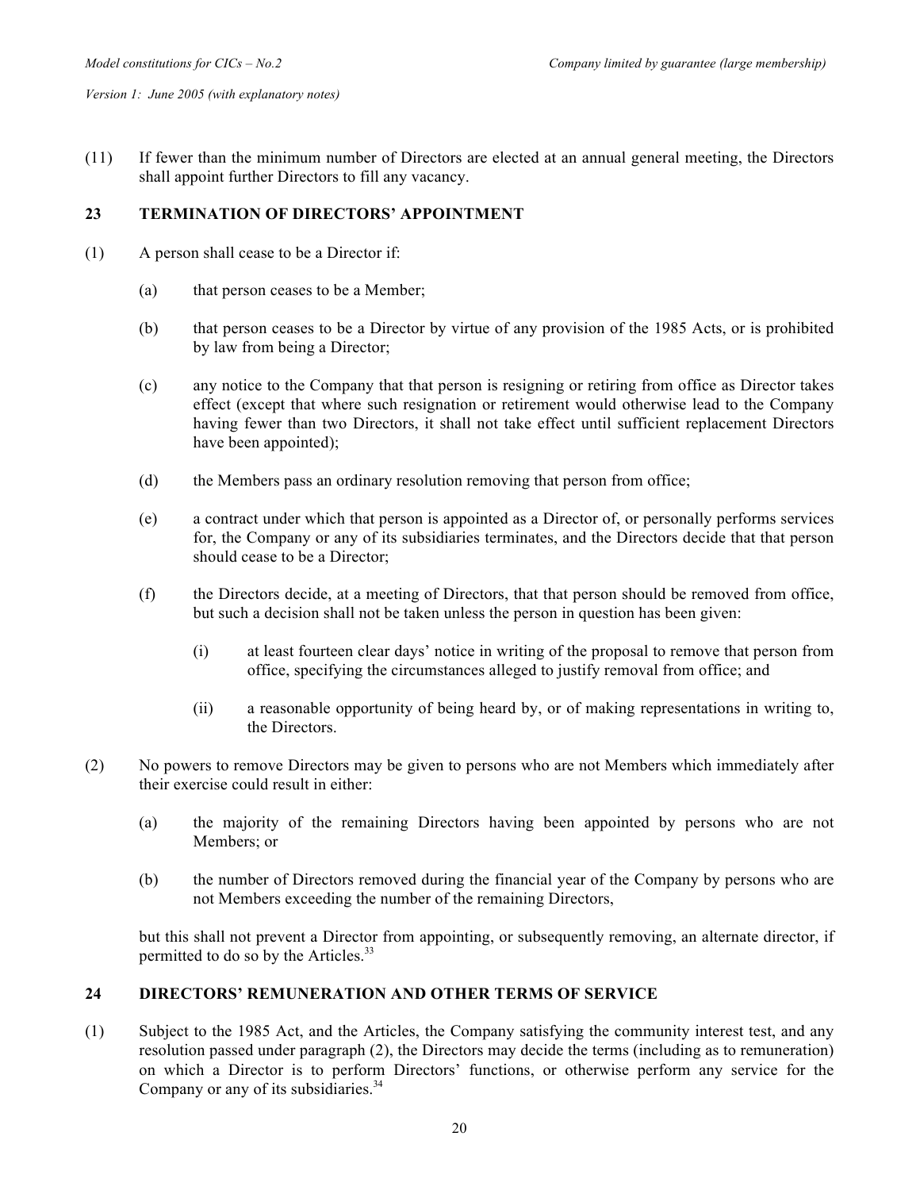(11) If fewer than the minimum number of Directors are elected at an annual general meeting, the Directors shall appoint further Directors to fill any vacancy.

## 23 TERMINATION OF DIRECTORS' APPOINTMENT

(1) A person shall cease to be a Director if:

(a) that person ceases to be a Member;

(b) that person ceases to be a Director by virtue of any provision of the 1985 Acts, or is prohibited by law from being a Director;

(c) any notice to the Company that that person is resigning or retiring from office as Director takes effect (except that where such resignation or retirement would otherwise lead to the Company having fewer than two Directors, it shall not take effect until sufficient replacement Directors have been appointed);

(d) the Members pass an ordinary resolution removing that person from office;

(e) a contract under which that person is appointed as a Director of, or personally performs services for, the Company or any of its subsidiaries terminates, and the Directors decide that that person should cease to be a Director;

(f) the Directors decide, at a meeting of Directors, that that person should be removed from office, but such a decision shall not be taken unless the person in question has been given:

(i) at least fourteen clear days' notice in writing of the proposal to remove that person from office, specifying the circumstances alleged to justify removal from office; and

(ii) a reasonable opportunity of being heard by, or of making representations in writing to, the Directors.

(2) No powers to remove Directors may be given to persons who are not Members which immediately after their exercise could result in either:

(a) the majority of the remaining Directors having been appointed by persons who are not Members; or

(b) the number of Directors removed during the financial year of the Company by persons who are not Members exceeding the number of the remaining Directors,

but this shall not prevent a Director from appointing, or subsequently removing, an alternate director, if permitted to do so by the Articles.[33]

## 24 DIRECTORS' REMUNERATION AND OTHER TERMS OF SERVICE

(1) Subject to the 1985 Act, and the Articles, the Company satisfying the community interest test, and any resolution passed under paragraph (2), the Directors may decide the terms (including as to remuneration) on which a Director is to perform Directors' functions, or otherwise perform any service for the Company or any of its subsidiaries.[34]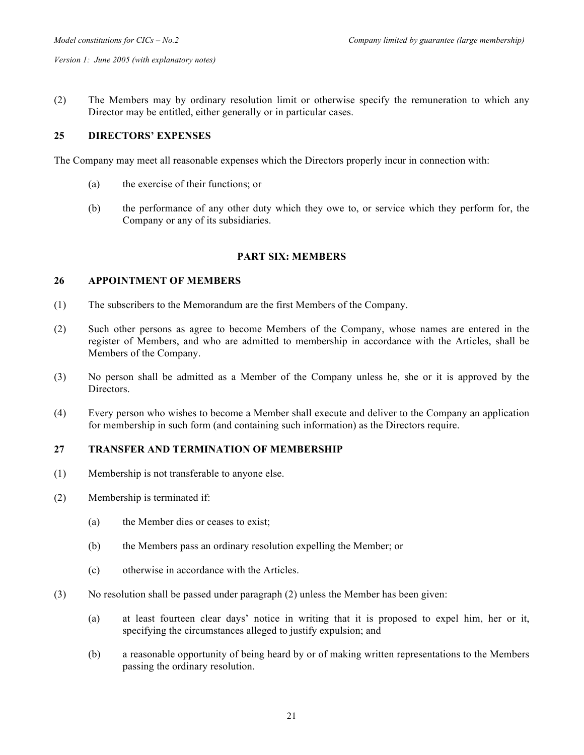(2) The Members may by ordinary resolution limit or otherwise specify the remuneration to which any Director may be entitled, either generally or in particular cases.

### 25 DIRECTORS' EXPENSES

The Company may meet all reasonable expenses which the Directors properly incur in connection with:

(a) the exercise of their functions; or

(b) the performance of any other duty which they owe to, or service which they perform for, the Company or any of its subsidiaries.

## PART SIX: MEMBERS

### 26 APPOINTMENT OF MEMBERS

(1) The subscribers to the Memorandum are the first Members of the Company.

(2) Such other persons as agree to become Members of the Company, whose names are entered in the register of Members, and who are admitted to membership in accordance with the Articles, shall be Members of the Company.

(3) No person shall be admitted as a Member of the Company unless he, she or it is approved by the Directors.

(4) Every person who wishes to become a Member shall execute and deliver to the Company an application for membership in such form (and containing such information) as the Directors require.

### 27 TRANSFER AND TERMINATION OF MEMBERSHIP

(1) Membership is not transferable to anyone else.

(2) Membership is terminated if:

(a) the Member dies or ceases to exist;

(b) the Members pass an ordinary resolution expelling the Member; or

(c) otherwise in accordance with the Articles.

(3) No resolution shall be passed under paragraph (2) unless the Member has been given:

(a) at least fourteen clear days' notice in writing that it is proposed to expel him, her or it, specifying the circumstances alleged to justify expulsion; and

(b) a reasonable opportunity of being heard by or of making written representations to the Members passing the ordinary resolution.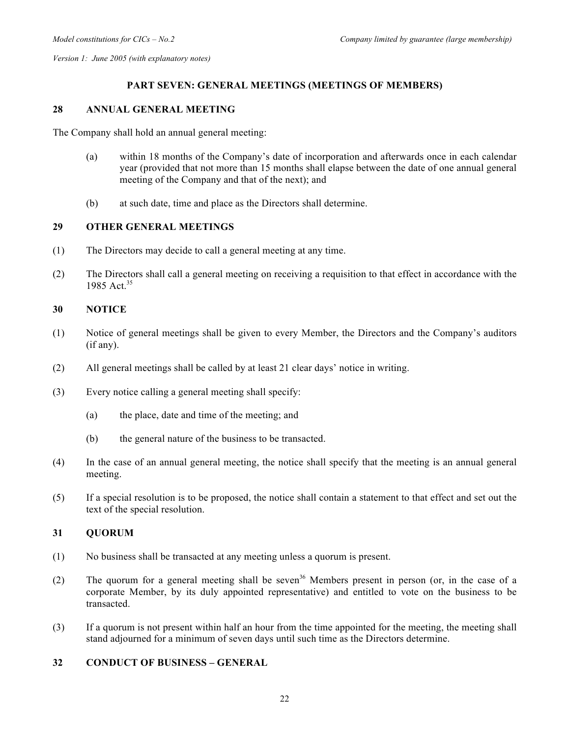## PART SEVEN: GENERAL MEETINGS (MEETINGS OF MEMBERS)

### 28 ANNUAL GENERAL MEETING

The Company shall hold an annual general meeting:

(a) within 18 months of the Company's date of incorporation and afterwards once in each calendar year (provided that not more than 15 months shall elapse between the date of one annual general meeting of the Company and that of the next); and

(b) at such date, time and place as the Directors shall determine.

### 29 OTHER GENERAL MEETINGS

(1) The Directors may decide to call a general meeting at any time.

(2) The Directors shall call a general meeting on receiving a requisition to that effect in accordance with the 1985 Act.[35]

### 30 NOTICE

(1) Notice of general meetings shall be given to every Member, the Directors and the Company's auditors (if any).

(2) All general meetings shall be called by at least 21 clear days' notice in writing.

(3) Every notice calling a general meeting shall specify:

(a) the place, date and time of the meeting; and

(b) the general nature of the business to be transacted.

(4) In the case of an annual general meeting, the notice shall specify that the meeting is an annual general meeting.

(5) If a special resolution is to be proposed, the notice shall contain a statement to that effect and set out the text of the special resolution.

### 31 QUORUM

(1) No business shall be transacted at any meeting unless a quorum is present.

(2) The quorum for a general meeting shall be seven[36] Members present in person (or, in the case of a corporate Member, by its duly appointed representative) and entitled to vote on the business to be transacted.

(3) If a quorum is not present within half an hour from the time appointed for the meeting, the meeting shall stand adjourned for a minimum of seven days until such time as the Directors determine.

### 32 CONDUCT OF BUSINESS – GENERAL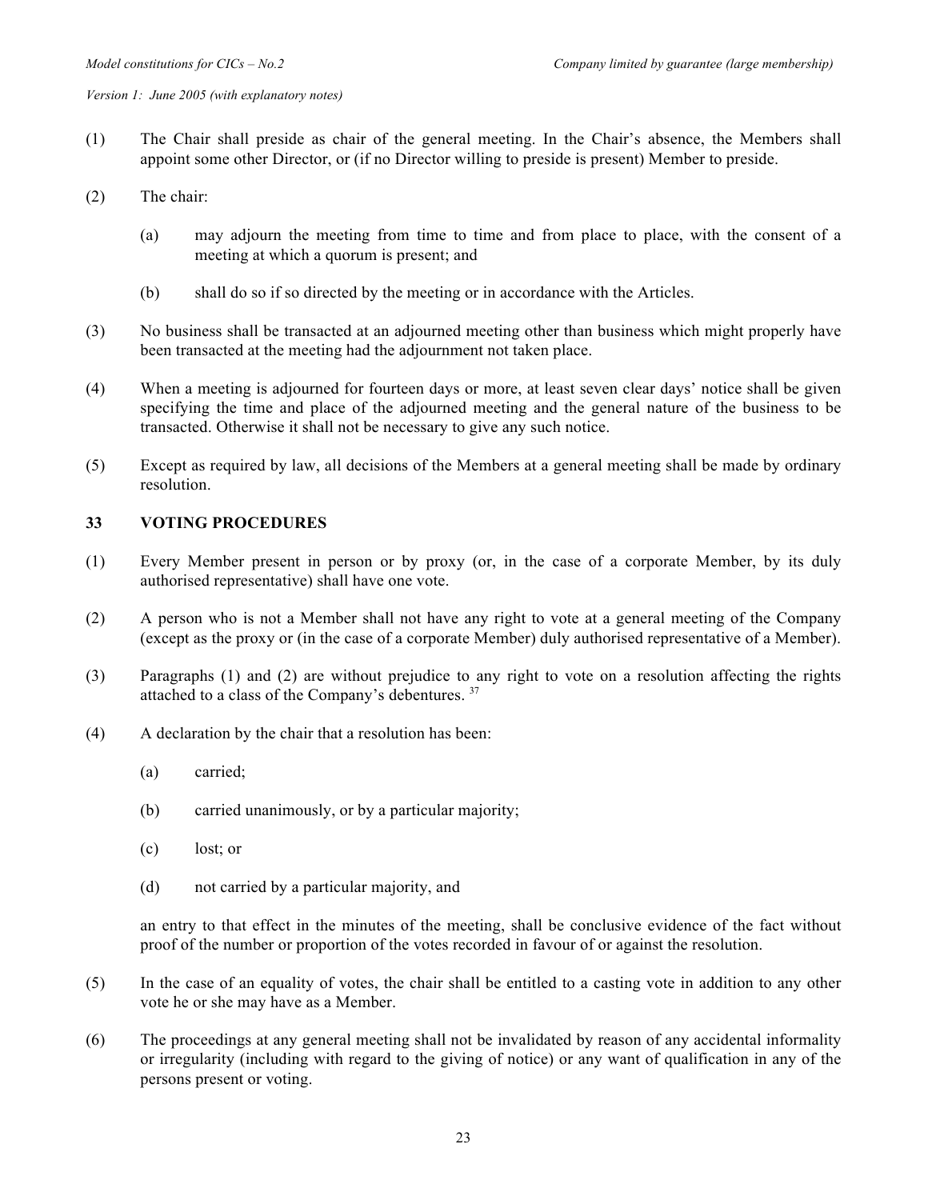(1) The Chair shall preside as chair of the general meeting. In the Chair's absence, the Members shall appoint some other Director, or (if no Director willing to preside is present) Member to preside.

(2) The chair:

 (a) may adjourn the meeting from time to time and from place to place, with the consent of a meeting at which a quorum is present; and

 (b) shall do so if so directed by the meeting or in accordance with the Articles.

(3) No business shall be transacted at an adjourned meeting other than business which might properly have been transacted at the meeting had the adjournment not taken place.

(4) When a meeting is adjourned for fourteen days or more, at least seven clear days' notice shall be given specifying the time and place of the adjourned meeting and the general nature of the business to be transacted. Otherwise it shall not be necessary to give any such notice.

(5) Except as required by law, all decisions of the Members at a general meeting shall be made by ordinary resolution.

## 33 VOTING PROCEDURES

(1) Every Member present in person or by proxy (or, in the case of a corporate Member, by its duly authorised representative) shall have one vote.

(2) A person who is not a Member shall not have any right to vote at a general meeting of the Company (except as the proxy or (in the case of a corporate Member) duly authorised representative of a Member).

(3) Paragraphs (1) and (2) are without prejudice to any right to vote on a resolution affecting the rights attached to a class of the Company's debentures. [37]

(4) A declaration by the chair that a resolution has been:

 (a) carried;

 (b) carried unanimously, or by a particular majority;

 (c) lost; or

 (d) not carried by a particular majority, and

 an entry to that effect in the minutes of the meeting, shall be conclusive evidence of the fact without proof of the number or proportion of the votes recorded in favour of or against the resolution.

(5) In the case of an equality of votes, the chair shall be entitled to a casting vote in addition to any other vote he or she may have as a Member.

(6) The proceedings at any general meeting shall not be invalidated by reason of any accidental informality or irregularity (including with regard to the giving of notice) or any want of qualification in any of the persons present or voting.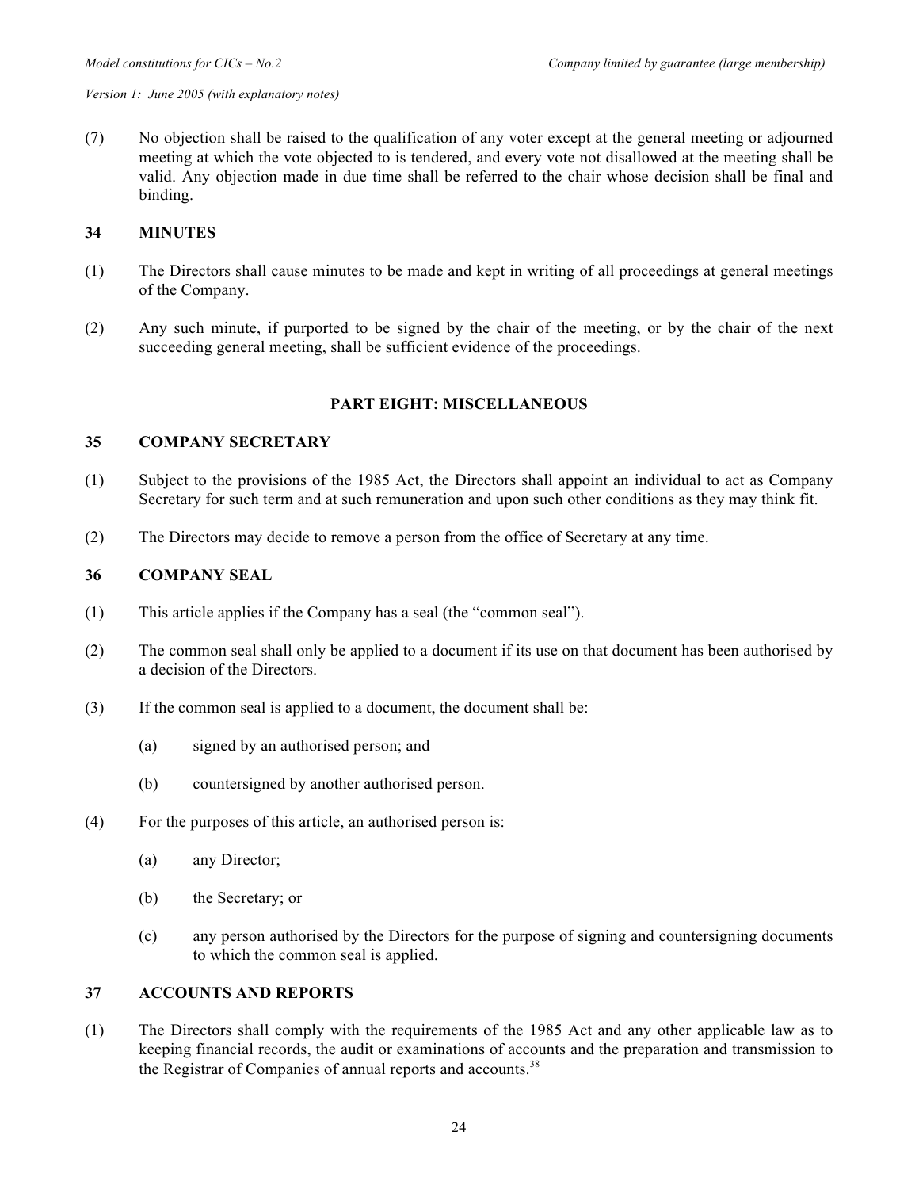(7) No objection shall be raised to the qualification of any voter except at the general meeting or adjourned meeting at which the vote objected to is tendered, and every vote not disallowed at the meeting shall be valid. Any objection made in due time shall be referred to the chair whose decision shall be final and binding.

### 34 MINUTES

(1) The Directors shall cause minutes to be made and kept in writing of all proceedings at general meetings of the Company.

(2) Any such minute, if purported to be signed by the chair of the meeting, or by the chair of the next succeeding general meeting, shall be sufficient evidence of the proceedings.

## PART EIGHT: MISCELLANEOUS

### 35 COMPANY SECRETARY

(1) Subject to the provisions of the 1985 Act, the Directors shall appoint an individual to act as Company Secretary for such term and at such remuneration and upon such other conditions as they may think fit.

(2) The Directors may decide to remove a person from the office of Secretary at any time.

### 36 COMPANY SEAL

(1) This article applies if the Company has a seal (the "common seal").

(2) The common seal shall only be applied to a document if its use on that document has been authorised by a decision of the Directors.

(3) If the common seal is applied to a document, the document shall be:

   (a) signed by an authorised person; and

   (b) countersigned by another authorised person.

(4) For the purposes of this article, an authorised person is:

   (a) any Director;

   (b) the Secretary; or

   (c) any person authorised by the Directors for the purpose of signing and countersigning documents to which the common seal is applied.

### 37 ACCOUNTS AND REPORTS

(1) The Directors shall comply with the requirements of the 1985 Act and any other applicable law as to keeping financial records, the audit or examinations of accounts and the preparation and transmission to the Registrar of Companies of annual reports and accounts.[38]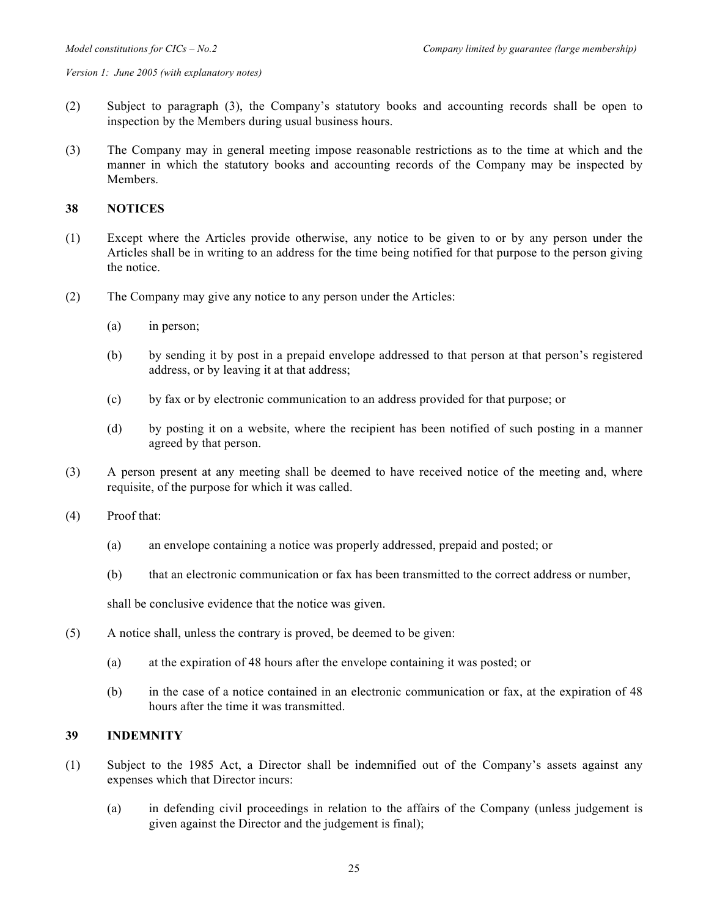(2) Subject to paragraph (3), the Company's statutory books and accounting records shall be open to inspection by the Members during usual business hours.

(3) The Company may in general meeting impose reasonable restrictions as to the time at which and the manner in which the statutory books and accounting records of the Company may be inspected by Members.

### 38 NOTICES

(1) Except where the Articles provide otherwise, any notice to be given to or by any person under the Articles shall be in writing to an address for the time being notified for that purpose to the person giving the notice.

(2) The Company may give any notice to any person under the Articles:

- (a) in person;
- (b) by sending it by post in a prepaid envelope addressed to that person at that person's registered address, or by leaving it at that address;
- (c) by fax or by electronic communication to an address provided for that purpose; or
- (d) by posting it on a website, where the recipient has been notified of such posting in a manner agreed by that person.

(3) A person present at any meeting shall be deemed to have received notice of the meeting and, where requisite, of the purpose for which it was called.

(4) Proof that:

- (a) an envelope containing a notice was properly addressed, prepaid and posted; or
- (b) that an electronic communication or fax has been transmitted to the correct address or number,

shall be conclusive evidence that the notice was given.

(5) A notice shall, unless the contrary is proved, be deemed to be given:

- (a) at the expiration of 48 hours after the envelope containing it was posted; or
- (b) in the case of a notice contained in an electronic communication or fax, at the expiration of 48 hours after the time it was transmitted.

### 39 INDEMNITY

(1) Subject to the 1985 Act, a Director shall be indemnified out of the Company's assets against any expenses which that Director incurs:

- (a) in defending civil proceedings in relation to the affairs of the Company (unless judgement is given against the Director and the judgement is final);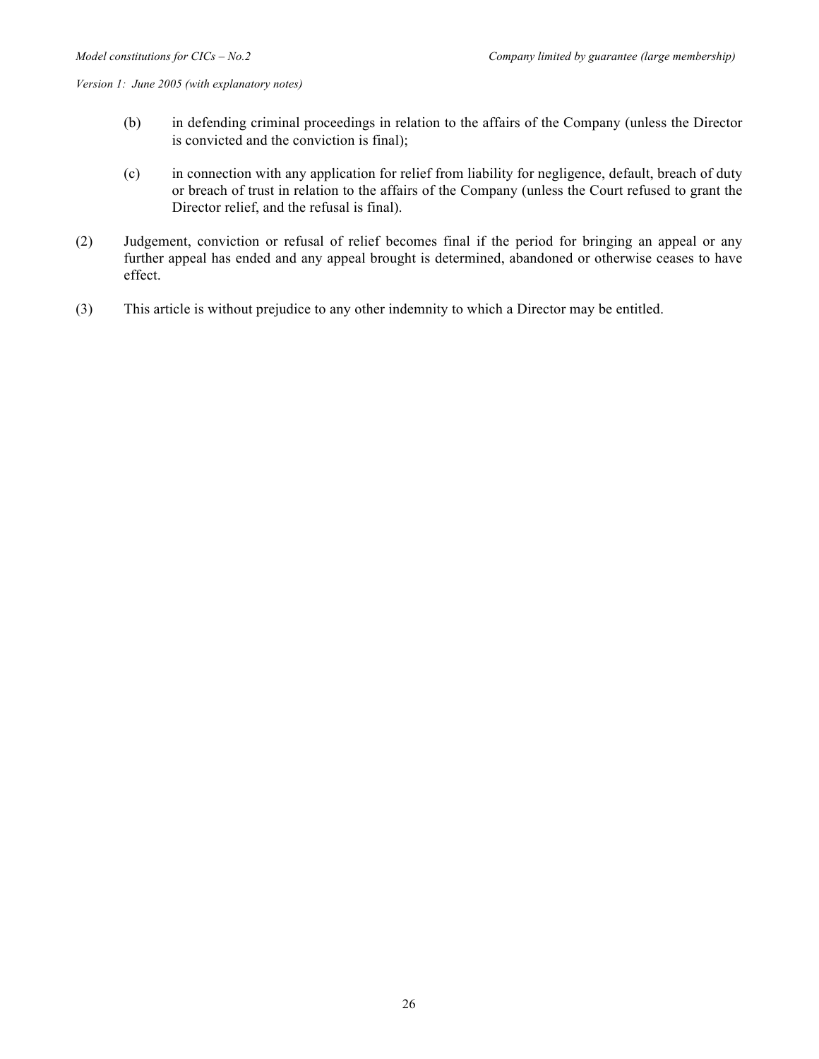(b) in defending criminal proceedings in relation to the affairs of the Company (unless the Director is convicted and the conviction is final);

(c) in connection with any application for relief from liability for negligence, default, breach of duty or breach of trust in relation to the affairs of the Company (unless the Court refused to grant the Director relief, and the refusal is final).

(2) Judgement, conviction or refusal of relief becomes final if the period for bringing an appeal or any further appeal has ended and any appeal brought is determined, abandoned or otherwise ceases to have effect.

(3) This article is without prejudice to any other indemnity to which a Director may be entitled.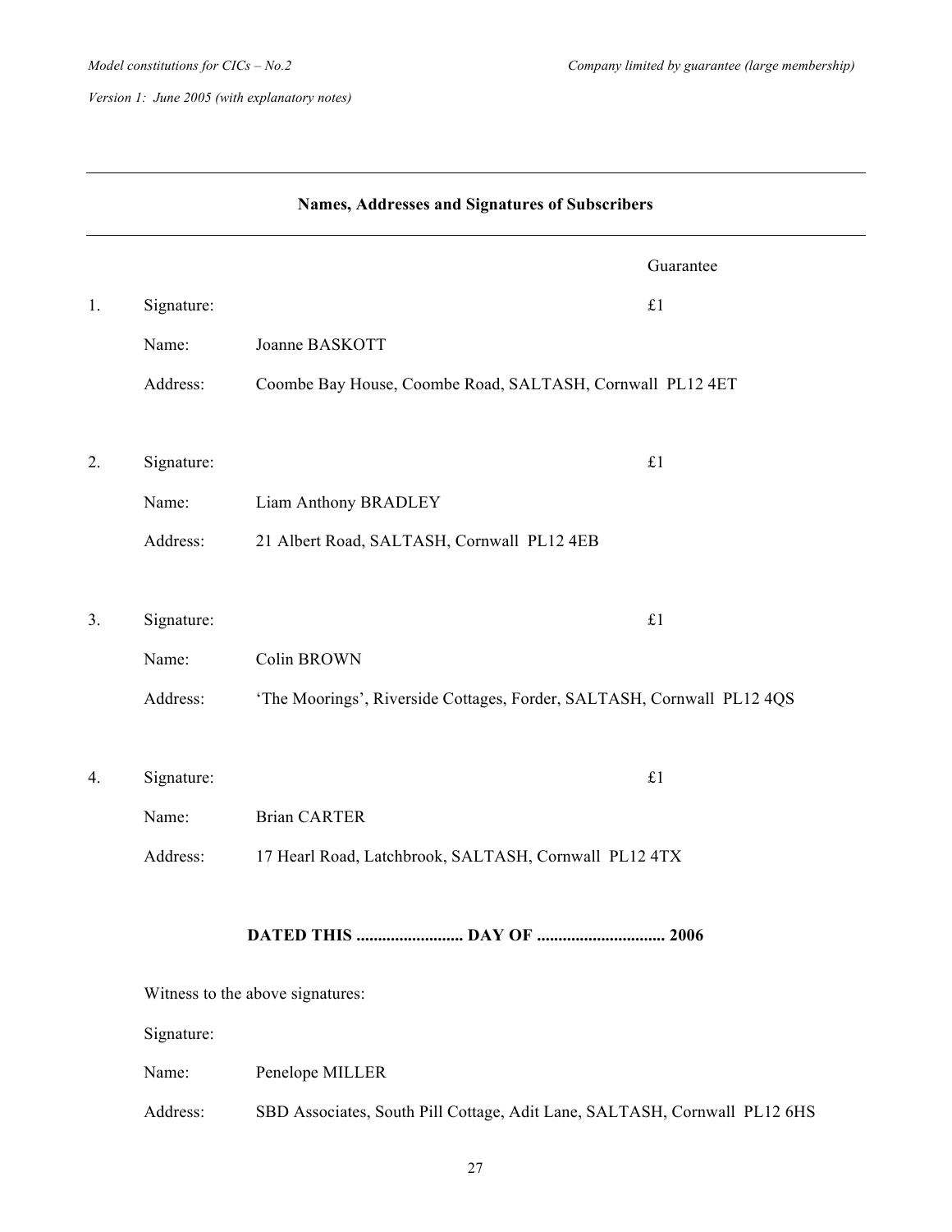**Names, Addresses and Signatures of Subscribers**

| | | | Guarantee |
|---|---|---|---|
| 1. | Signature: | | £1 |
| | Name: | Joanne BASKOTT | |
| | Address: | Coombe Bay House, Coombe Road, SALTASH, Cornwall PL12 4ET | |
| 2. | Signature: | | £1 |
| | Name: | Liam Anthony BRADLEY | |
| | Address: | 21 Albert Road, SALTASH, Cornwall PL12 4EB | |
| 3. | Signature: | | £1 |
| | Name: | Colin BROWN | |
| | Address: | 'The Moorings', Riverside Cottages, Forder, SALTASH, Cornwall PL12 4QS | |
| 4. | Signature: | | £1 |
| | Name: | Brian CARTER | |
| | Address: | 17 Hearl Road, Latchbrook, SALTASH, Cornwall PL12 4TX | |

**DATED THIS ......................... DAY OF ............................. 2006**

Witness to the above signatures:

Signature:

Name: Penelope MILLER

Address: SBD Associates, South Pill Cottage, Adit Lane, SALTASH, Cornwall PL12 6HS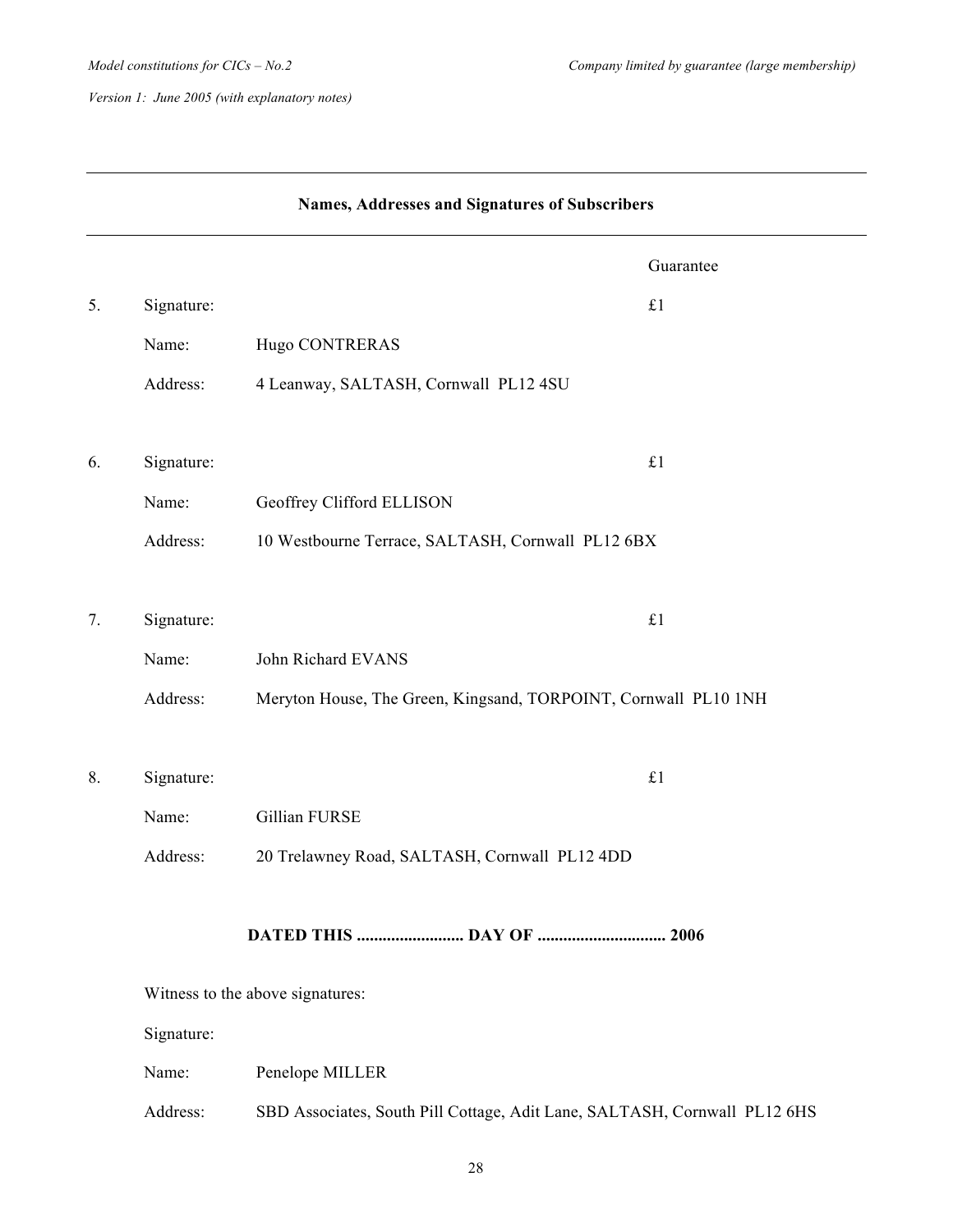**Names, Addresses and Signatures of Subscribers**

| | | | Guarantee |
|---|---|---|---|
| 5. | Signature: | | £1 |
| | Name: | Hugo CONTRERAS | |
| | Address: | 4 Leanway, SALTASH, Cornwall PL12 4SU | |
| 6. | Signature: | | £1 |
| | Name: | Geoffrey Clifford ELLISON | |
| | Address: | 10 Westbourne Terrace, SALTASH, Cornwall PL12 6BX | |
| 7. | Signature: | | £1 |
| | Name: | John Richard EVANS | |
| | Address: | Meryton House, The Green, Kingsand, TORPOINT, Cornwall PL10 1NH | |
| 8. | Signature: | | £1 |
| | Name: | Gillian FURSE | |
| | Address: | 20 Trelawney Road, SALTASH, Cornwall PL12 4DD | |

**DATED THIS ......................... DAY OF ............................. 2006**

Witness to the above signatures:

Signature:

Name: Penelope MILLER

Address: SBD Associates, South Pill Cottage, Adit Lane, SALTASH, Cornwall PL12 6HS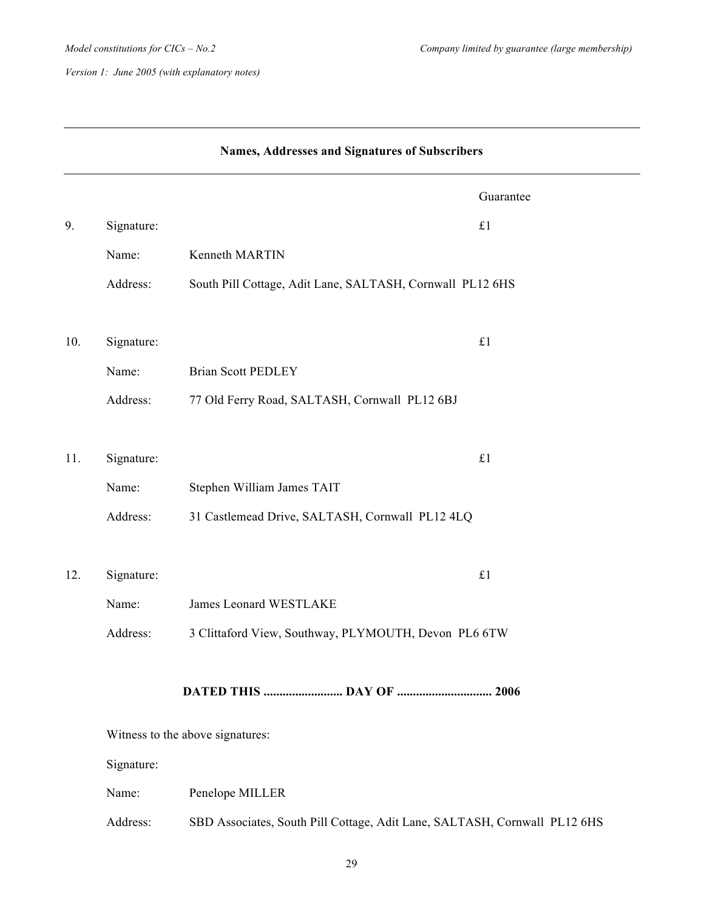**Names, Addresses and Signatures of Subscribers**

| | | | Guarantee |
|---|---|---|---|
| 9. | Signature: | | £1 |
| | Name: | Kenneth MARTIN | |
| | Address: | South Pill Cottage, Adit Lane, SALTASH, Cornwall PL12 6HS | |
| 10. | Signature: | | £1 |
| | Name: | Brian Scott PEDLEY | |
| | Address: | 77 Old Ferry Road, SALTASH, Cornwall PL12 6BJ | |
| 11. | Signature: | | £1 |
| | Name: | Stephen William James TAIT | |
| | Address: | 31 Castlemead Drive, SALTASH, Cornwall PL12 4LQ | |
| 12. | Signature: | | £1 |
| | Name: | James Leonard WESTLAKE | |
| | Address: | 3 Clittaford View, Southway, PLYMOUTH, Devon PL6 6TW | |

**DATED THIS ......................... DAY OF ............................. 2006**

Witness to the above signatures:

Signature:

Name: Penelope MILLER

Address: SBD Associates, South Pill Cottage, Adit Lane, SALTASH, Cornwall PL12 6HS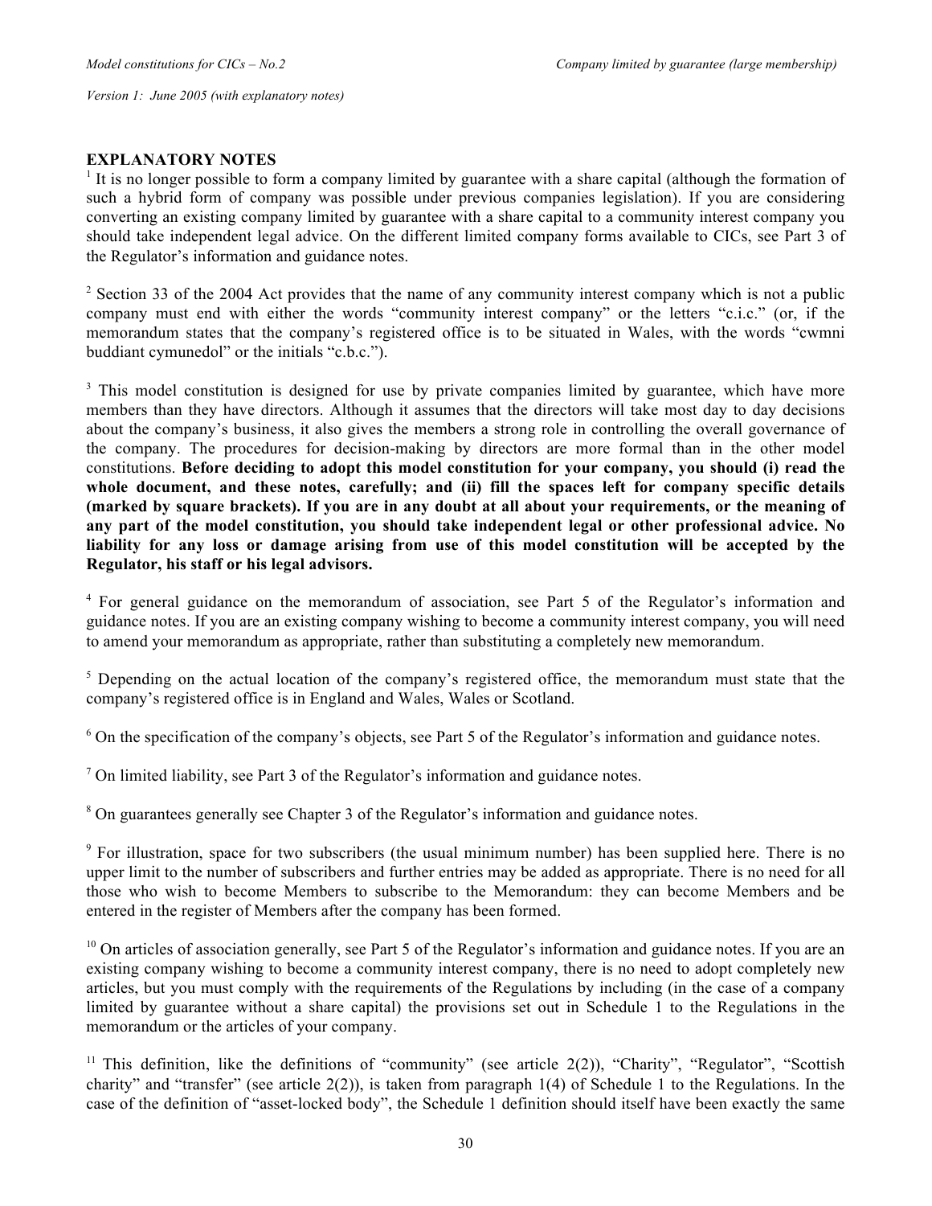## EXPLANATORY NOTES

[1] It is no longer possible to form a company limited by guarantee with a share capital (although the formation of such a hybrid form of company was possible under previous companies legislation). If you are considering converting an existing company limited by guarantee with a share capital to a community interest company you should take independent legal advice. On the different limited company forms available to CICs, see Part 3 of the Regulator's information and guidance notes.

[2] Section 33 of the 2004 Act provides that the name of any community interest company which is not a public company must end with either the words "community interest company" or the letters "c.i.c." (or, if the memorandum states that the company's registered office is to be situated in Wales, with the words "cwmni buddiant cymunedol" or the initials "c.b.c.").

[3] This model constitution is designed for use by private companies limited by guarantee, which have more members than they have directors. Although it assumes that the directors will take most day to day decisions about the company's business, it also gives the members a strong role in controlling the overall governance of the company. The procedures for decision-making by directors are more formal than in the other model constitutions. **Before deciding to adopt this model constitution for your company, you should (i) read the whole document, and these notes, carefully; and (ii) fill the spaces left for company specific details (marked by square brackets). If you are in any doubt at all about your requirements, or the meaning of any part of the model constitution, you should take independent legal or other professional advice. No liability for any loss or damage arising from use of this model constitution will be accepted by the Regulator, his staff or his legal advisors.**

[4] For general guidance on the memorandum of association, see Part 5 of the Regulator's information and guidance notes. If you are an existing company wishing to become a community interest company, you will need to amend your memorandum as appropriate, rather than substituting a completely new memorandum.

[5] Depending on the actual location of the company's registered office, the memorandum must state that the company's registered office is in England and Wales, Wales or Scotland.

[6] On the specification of the company's objects, see Part 5 of the Regulator's information and guidance notes.

[7] On limited liability, see Part 3 of the Regulator's information and guidance notes.

[8] On guarantees generally see Chapter 3 of the Regulator's information and guidance notes.

[9] For illustration, space for two subscribers (the usual minimum number) has been supplied here. There is no upper limit to the number of subscribers and further entries may be added as appropriate. There is no need for all those who wish to become Members to subscribe to the Memorandum: they can become Members and be entered in the register of Members after the company has been formed.

[10] On articles of association generally, see Part 5 of the Regulator's information and guidance notes. If you are an existing company wishing to become a community interest company, there is no need to adopt completely new articles, but you must comply with the requirements of the Regulations by including (in the case of a company limited by guarantee without a share capital) the provisions set out in Schedule 1 to the Regulations in the memorandum or the articles of your company.

[11] This definition, like the definitions of "community" (see article 2(2)), "Charity", "Regulator", "Scottish charity" and "transfer" (see article 2(2)), is taken from paragraph 1(4) of Schedule 1 to the Regulations. In the case of the definition of "asset-locked body", the Schedule 1 definition should itself have been exactly the same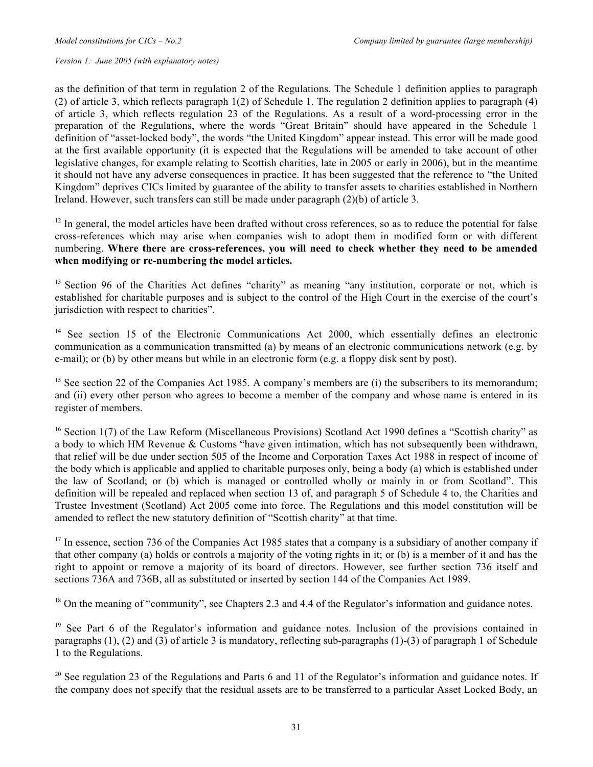as the definition of that term in regulation 2 of the Regulations. The Schedule 1 definition applies to paragraph (2) of article 3, which reflects paragraph 1(2) of Schedule 1. The regulation 2 definition applies to paragraph (4) of article 3, which reflects regulation 23 of the Regulations. As a result of a word-processing error in the preparation of the Regulations, where the words "Great Britain" should have appeared in the Schedule 1 definition of "asset-locked body", the words "the United Kingdom" appear instead. This error will be made good at the first available opportunity (it is expected that the Regulations will be amended to take account of other legislative changes, for example relating to Scottish charities, late in 2005 or early in 2006), but in the meantime it should not have any adverse consequences in practice. It has been suggested that the reference to "the United Kingdom" deprives CICs limited by guarantee of the ability to transfer assets to charities established in Northern Ireland. However, such transfers can still be made under paragraph (2)(b) of article 3.

[12] In general, the model articles have been drafted without cross references, so as to reduce the potential for false cross-references which may arise when companies wish to adopt them in modified form or with different numbering. **Where there are cross-references, you will need to check whether they need to be amended when modifying or re-numbering the model articles.**

[13] Section 96 of the Charities Act defines "charity" as meaning "any institution, corporate or not, which is established for charitable purposes and is subject to the control of the High Court in the exercise of the court's jurisdiction with respect to charities".

[14] See section 15 of the Electronic Communications Act 2000, which essentially defines an electronic communication as a communication transmitted (a) by means of an electronic communications network (e.g. by e-mail); or (b) by other means but while in an electronic form (e.g. a floppy disk sent by post).

[15] See section 22 of the Companies Act 1985. A company's members are (i) the subscribers to its memorandum; and (ii) every other person who agrees to become a member of the company and whose name is entered in its register of members.

[16] Section 1(7) of the Law Reform (Miscellaneous Provisions) Scotland Act 1990 defines a "Scottish charity" as a body to which HM Revenue & Customs "have given intimation, which has not subsequently been withdrawn, that relief will be due under section 505 of the Income and Corporation Taxes Act 1988 in respect of income of the body which is applicable and applied to charitable purposes only, being a body (a) which is established under the law of Scotland; or (b) which is managed or controlled wholly or mainly in or from Scotland". This definition will be repealed and replaced when section 13 of, and paragraph 5 of Schedule 4 to, the Charities and Trustee Investment (Scotland) Act 2005 come into force. The Regulations and this model constitution will be amended to reflect the new statutory definition of "Scottish charity" at that time.

[17] In essence, section 736 of the Companies Act 1985 states that a company is a subsidiary of another company if that other company (a) holds or controls a majority of the voting rights in it; or (b) is a member of it and has the right to appoint or remove a majority of its board of directors. However, see further section 736 itself and sections 736A and 736B, all as substituted or inserted by section 144 of the Companies Act 1989.

[18] On the meaning of "community", see Chapters 2.3 and 4.4 of the Regulator's information and guidance notes.

[19] See Part 6 of the Regulator's information and guidance notes. Inclusion of the provisions contained in paragraphs (1), (2) and (3) of article 3 is mandatory, reflecting sub-paragraphs (1)-(3) of paragraph 1 of Schedule 1 to the Regulations.

[20] See regulation 23 of the Regulations and Parts 6 and 11 of the Regulator's information and guidance notes. If the company does not specify that the residual assets are to be transferred to a particular Asset Locked Body, an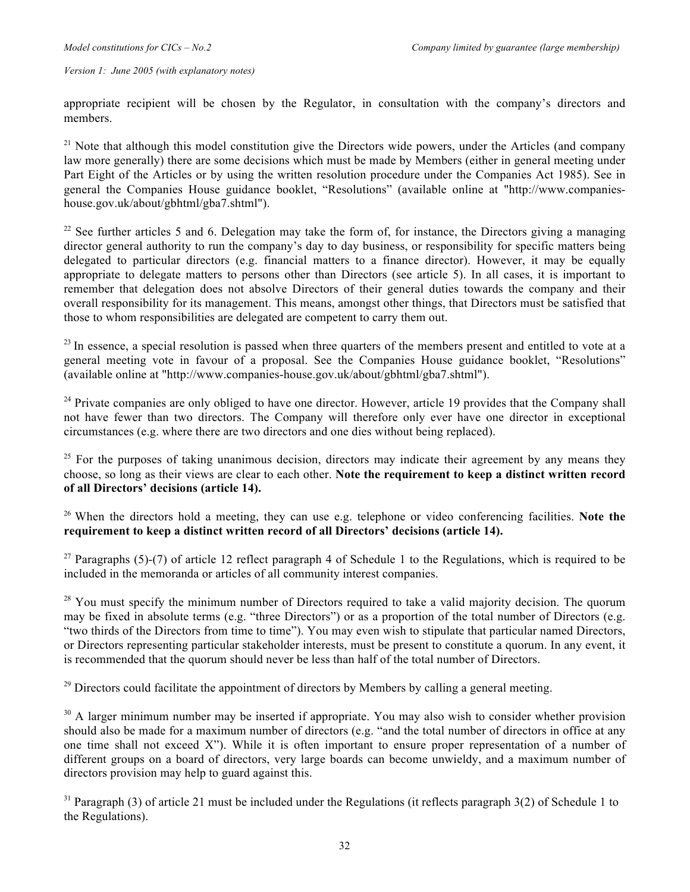appropriate recipient will be chosen by the Regulator, in consultation with the company's directors and members.

[21] Note that although this model constitution give the Directors wide powers, under the Articles (and company law more generally) there are some decisions which must be made by Members (either in general meeting under Part Eight of the Articles or by using the written resolution procedure under the Companies Act 1985). See in general the Companies House guidance booklet, "Resolutions" (available online at "http://www.companies-house.gov.uk/about/gbhtml/gba7.shtml").

[22] See further articles 5 and 6. Delegation may take the form of, for instance, the Directors giving a managing director general authority to run the company's day to day business, or responsibility for specific matters being delegated to particular directors (e.g. financial matters to a finance director). However, it may be equally appropriate to delegate matters to persons other than Directors (see article 5). In all cases, it is important to remember that delegation does not absolve Directors of their general duties towards the company and their overall responsibility for its management. This means, amongst other things, that Directors must be satisfied that those to whom responsibilities are delegated are competent to carry them out.

[23] In essence, a special resolution is passed when three quarters of the members present and entitled to vote at a general meeting vote in favour of a proposal. See the Companies House guidance booklet, "Resolutions" (available online at "http://www.companies-house.gov.uk/about/gbhtml/gba7.shtml").

[24] Private companies are only obliged to have one director. However, article 19 provides that the Company shall not have fewer than two directors. The Company will therefore only ever have one director in exceptional circumstances (e.g. where there are two directors and one dies without being replaced).

[25] For the purposes of taking unanimous decision, directors may indicate their agreement by any means they choose, so long as their views are clear to each other. **Note the requirement to keep a distinct written record of all Directors' decisions (article 14).**

[26] When the directors hold a meeting, they can use e.g. telephone or video conferencing facilities. **Note the requirement to keep a distinct written record of all Directors' decisions (article 14).**

[27] Paragraphs (5)-(7) of article 12 reflect paragraph 4 of Schedule 1 to the Regulations, which is required to be included in the memoranda or articles of all community interest companies.

[28] You must specify the minimum number of Directors required to take a valid majority decision. The quorum may be fixed in absolute terms (e.g. "three Directors") or as a proportion of the total number of Directors (e.g. "two thirds of the Directors from time to time"). You may even wish to stipulate that particular named Directors, or Directors representing particular stakeholder interests, must be present to constitute a quorum. In any event, it is recommended that the quorum should never be less than half of the total number of Directors.

[29] Directors could facilitate the appointment of directors by Members by calling a general meeting.

[30] A larger minimum number may be inserted if appropriate. You may also wish to consider whether provision should also be made for a maximum number of directors (e.g. "and the total number of directors in office at any one time shall not exceed X"). While it is often important to ensure proper representation of a number of different groups on a board of directors, very large boards can become unwieldy, and a maximum number of directors provision may help to guard against this.

[31] Paragraph (3) of article 21 must be included under the Regulations (it reflects paragraph 3(2) of Schedule 1 to the Regulations).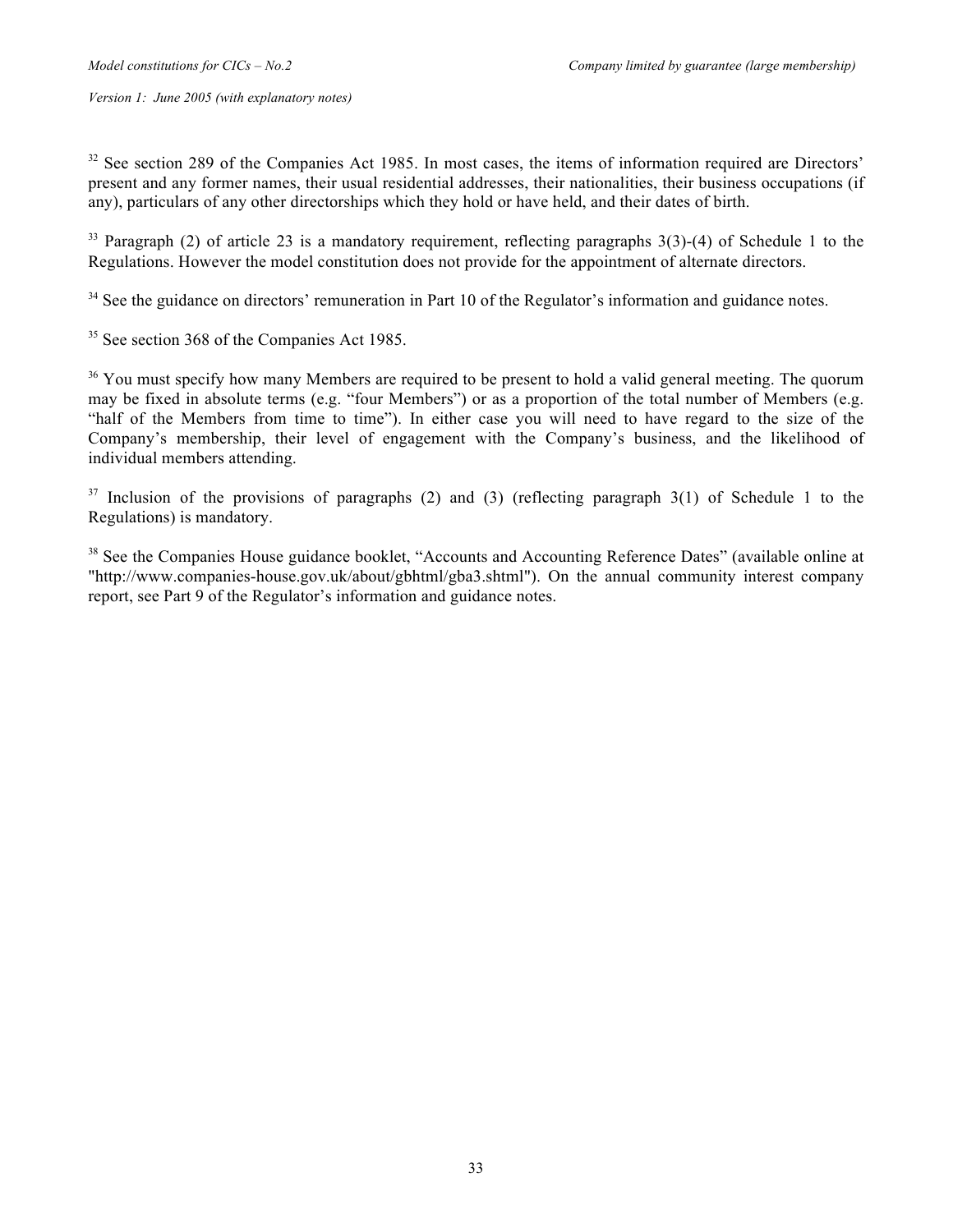[32] See section 289 of the Companies Act 1985. In most cases, the items of information required are Directors' present and any former names, their usual residential addresses, their nationalities, their business occupations (if any), particulars of any other directorships which they hold or have held, and their dates of birth.

[33] Paragraph (2) of article 23 is a mandatory requirement, reflecting paragraphs 3(3)-(4) of Schedule 1 to the Regulations. However the model constitution does not provide for the appointment of alternate directors.

[34] See the guidance on directors' remuneration in Part 10 of the Regulator's information and guidance notes.

[35] See section 368 of the Companies Act 1985.

[36] You must specify how many Members are required to be present to hold a valid general meeting. The quorum may be fixed in absolute terms (e.g. "four Members") or as a proportion of the total number of Members (e.g. "half of the Members from time to time"). In either case you will need to have regard to the size of the Company's membership, their level of engagement with the Company's business, and the likelihood of individual members attending.

[37] Inclusion of the provisions of paragraphs (2) and (3) (reflecting paragraph 3(1) of Schedule 1 to the Regulations) is mandatory.

[38] See the Companies House guidance booklet, "Accounts and Accounting Reference Dates" (available online at "http://www.companies-house.gov.uk/about/gbhtml/gba3.shtml"). On the annual community interest company report, see Part 9 of the Regulator's information and guidance notes.